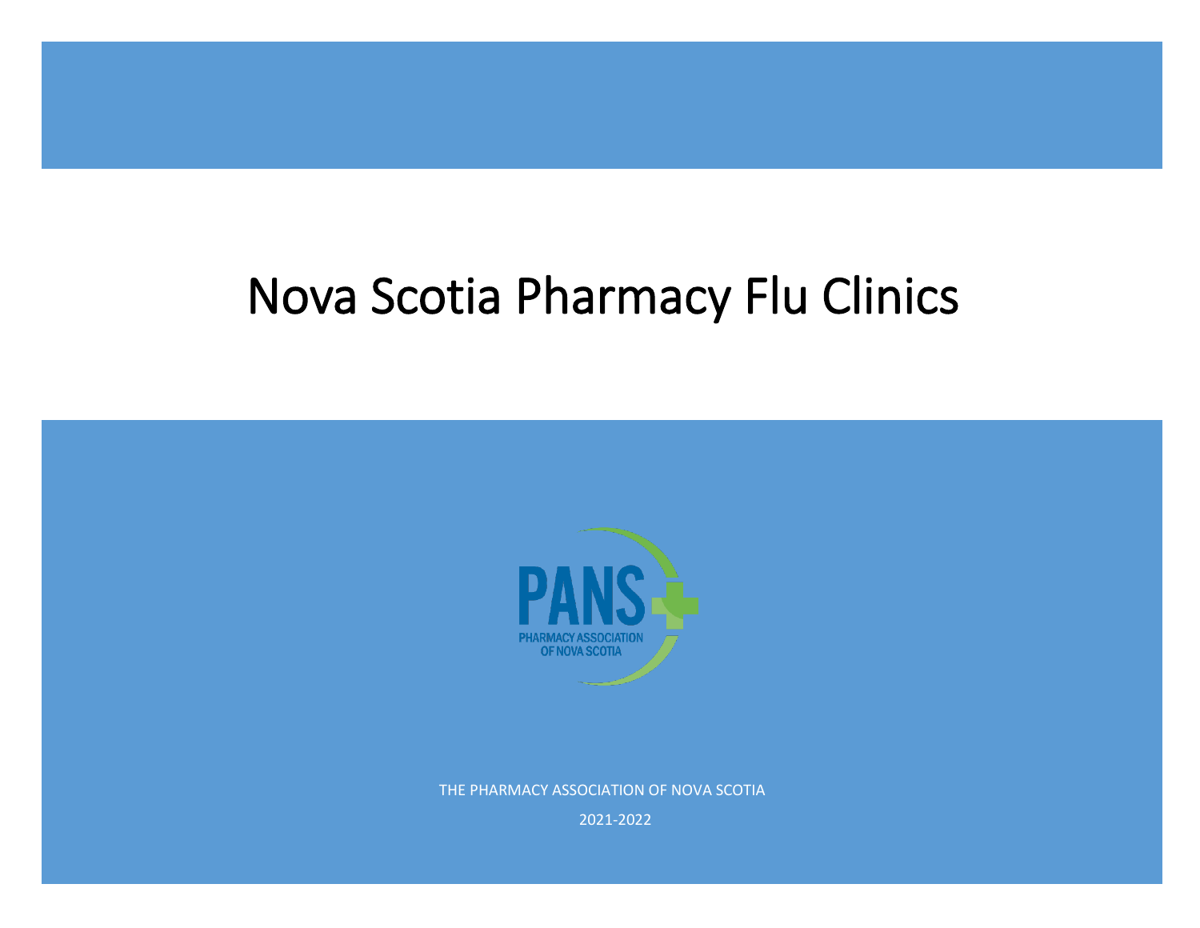# Nova Scotia Pharmacy Flu Clinics

PANS

PHARMACY ASSOCIATION OF NOVA SCOTIA

THE PHARMACY ASSOCIATION OF NOVA SCOTIA

2021-2022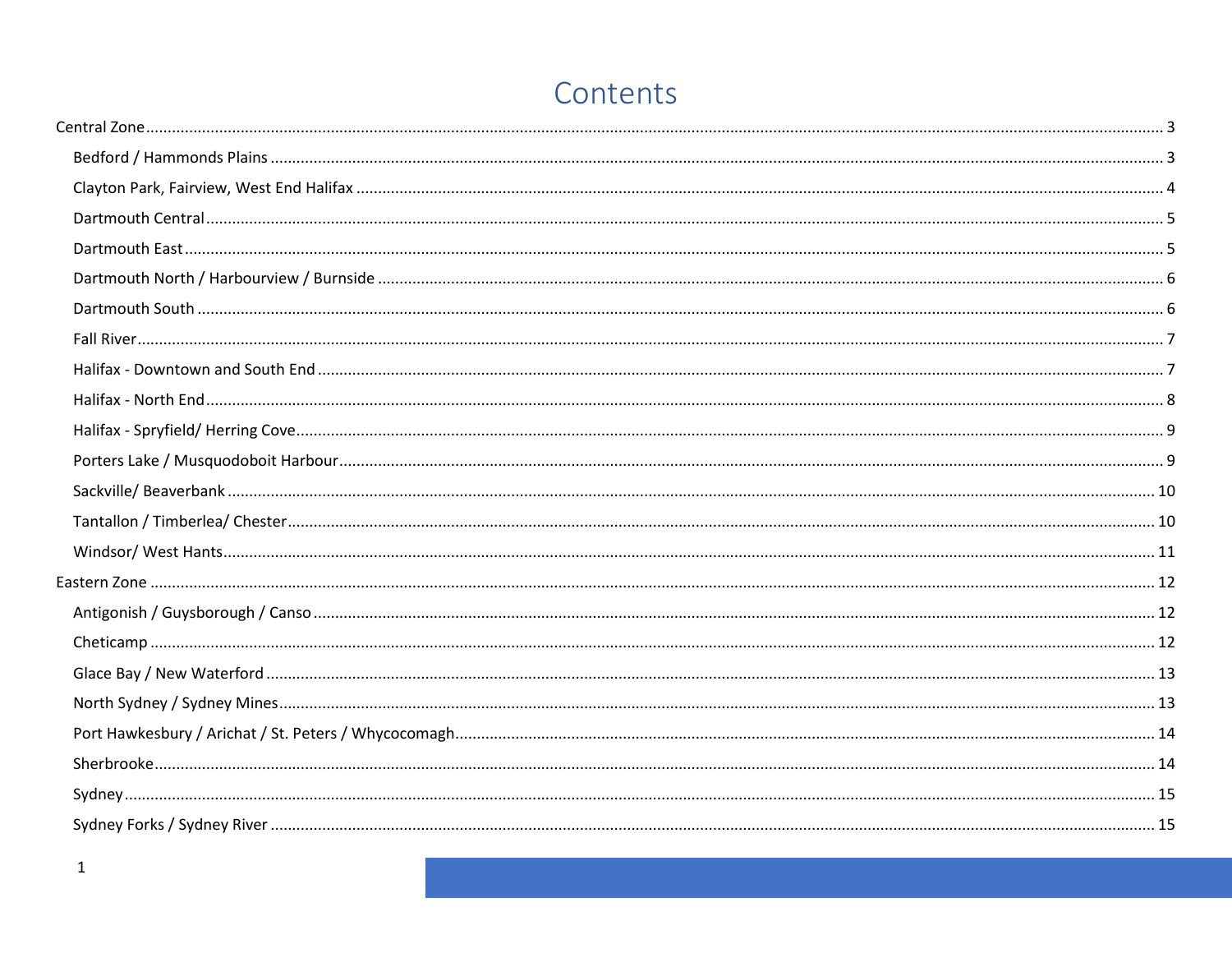# Contents

- Central Zone ........ 3
  - Bedford / Hammonds Plains ........ 3
  - Clayton Park, Fairview, West End Halifax ........ 4
  - Dartmouth Central ........ 5
  - Dartmouth East ........ 5
  - Dartmouth North / Harbourview / Burnside ........ 6
  - Dartmouth South ........ 6
  - Fall River ........ 7
  - Halifax - Downtown and South End ........ 7
  - Halifax - North End ........ 8
  - Halifax - Spryfield/ Herring Cove ........ 9
  - Porters Lake / Musquodoboit Harbour ........ 9
  - Sackville/ Beaverbank ........ 10
  - Tantallon / Timberlea/ Chester ........ 10
  - Windsor/ West Hants ........ 11
- Eastern Zone ........ 12
  - Antigonish / Guysborough / Canso ........ 12
  - Cheticamp ........ 12
  - Glace Bay / New Waterford ........ 13
  - North Sydney / Sydney Mines ........ 13
  - Port Hawkesbury / Arichat / St. Peters / Whycocomagh ........ 14
  - Sherbrooke ........ 14
  - Sydney ........ 15
  - Sydney Forks / Sydney River ........ 15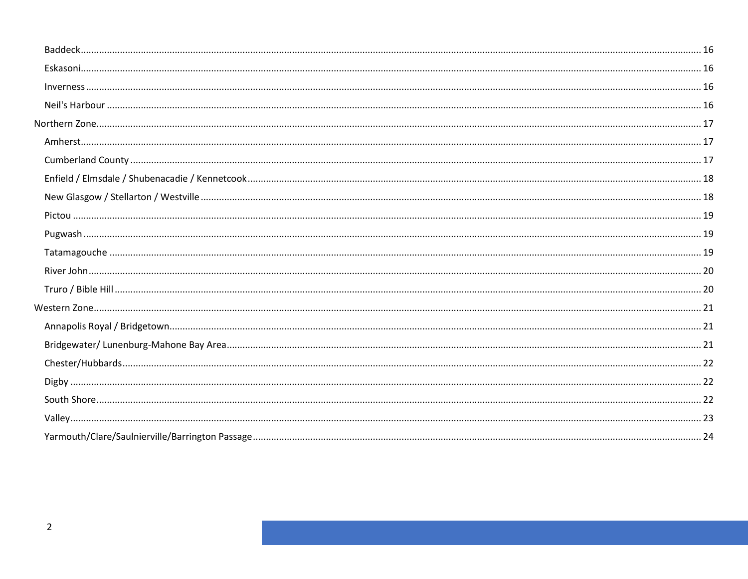- Baddeck ........ 16
- Eskasoni ........ 16
- Inverness ........ 16
- Neil's Harbour ........ 16

Northern Zone ........ 17

- Amherst ........ 17
- Cumberland County ........ 17
- Enfield / Elmsdale / Shubenacadie / Kennetcook ........ 18
- New Glasgow / Stellarton / Westville ........ 18
- Pictou ........ 19
- Pugwash ........ 19
- Tatamagouche ........ 19
- River John ........ 20
- Truro / Bible Hill ........ 20

Western Zone ........ 21

- Annapolis Royal / Bridgetown ........ 21
- Bridgewater/ Lunenburg-Mahone Bay Area ........ 21
- Chester/Hubbards ........ 22
- Digby ........ 22
- South Shore ........ 22
- Valley ........ 23
- Yarmouth/Clare/Saulnierville/Barrington Passage ........ 24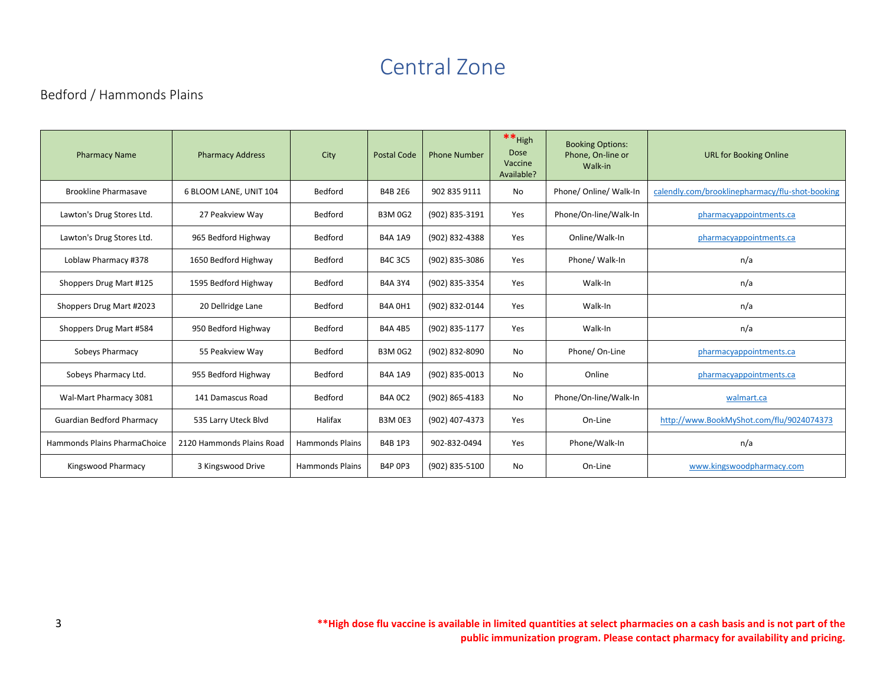# Central Zone

## Bedford / Hammonds Plains

| Pharmacy Name | Pharmacy Address | City | Postal Code | Phone Number | **High Dose Vaccine Available? | Booking Options: Phone, On-line or Walk-in | URL for Booking Online |
|---|---|---|---|---|---|---|---|
| Brookline Pharmasave | 6 BLOOM LANE, UNIT 104 | Bedford | B4B 2E6 | 902 835 9111 | No | Phone/ Online/ Walk-In | calendly.com/brooklinepharmacy/flu-shot-booking |
| Lawton's Drug Stores Ltd. | 27 Peakview Way | Bedford | B3M 0G2 | (902) 835-3191 | Yes | Phone/On-line/Walk-In | pharmacyappointments.ca |
| Lawton's Drug Stores Ltd. | 965 Bedford Highway | Bedford | B4A 1A9 | (902) 832-4388 | Yes | Online/Walk-In | pharmacyappointments.ca |
| Loblaw Pharmacy #378 | 1650 Bedford Highway | Bedford | B4C 3C5 | (902) 835-3086 | Yes | Phone/ Walk-In | n/a |
| Shoppers Drug Mart #125 | 1595 Bedford Highway | Bedford | B4A 3Y4 | (902) 835-3354 | Yes | Walk-In | n/a |
| Shoppers Drug Mart #2023 | 20 Dellridge Lane | Bedford | B4A 0H1 | (902) 832-0144 | Yes | Walk-In | n/a |
| Shoppers Drug Mart #584 | 950 Bedford Highway | Bedford | B4A 4B5 | (902) 835-1177 | Yes | Walk-In | n/a |
| Sobeys Pharmacy | 55 Peakview Way | Bedford | B3M 0G2 | (902) 832-8090 | No | Phone/ On-Line | pharmacyappointments.ca |
| Sobeys Pharmacy Ltd. | 955 Bedford Highway | Bedford | B4A 1A9 | (902) 835-0013 | No | Online | pharmacyappointments.ca |
| Wal-Mart Pharmacy 3081 | 141 Damascus Road | Bedford | B4A 0C2 | (902) 865-4183 | No | Phone/On-line/Walk-In | walmart.ca |
| Guardian Bedford Pharmacy | 535 Larry Uteck Blvd | Halifax | B3M 0E3 | (902) 407-4373 | Yes | On-Line | http://www.BookMyShot.com/flu/9024074373 |
| Hammonds Plains PharmaChoice | 2120 Hammonds Plains Road | Hammonds Plains | B4B 1P3 | 902-832-0494 | Yes | Phone/Walk-In | n/a |
| Kingswood Pharmacy | 3 Kingswood Drive | Hammonds Plains | B4P 0P3 | (902) 835-5100 | No | On-Line | www.kingswoodpharmacy.com |

**\*\*High dose flu vaccine is available in limited quantities at select pharmacies on a cash basis and is not part of the public immunization program. Please contact pharmacy for availability and pricing.**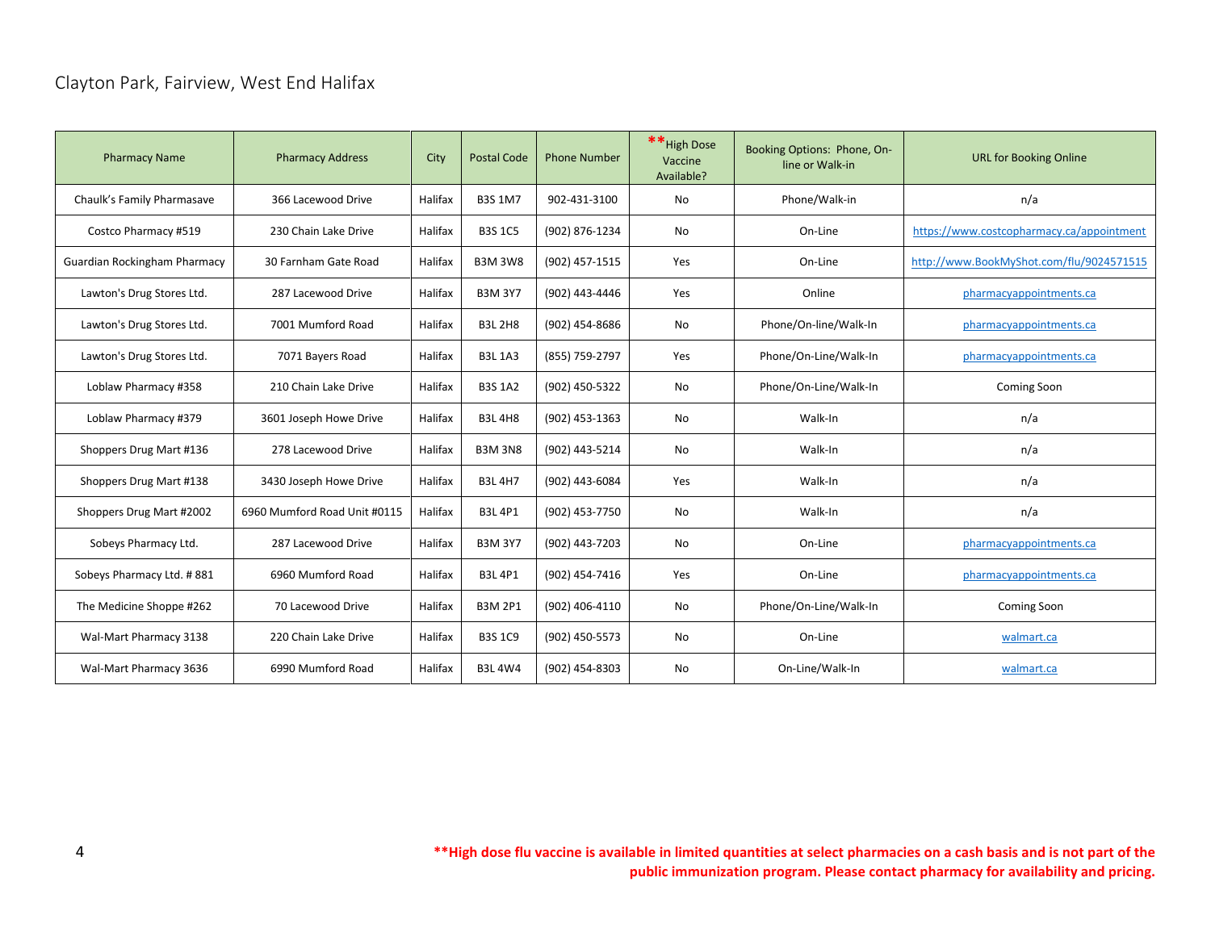# Clayton Park, Fairview, West End Halifax

| Pharmacy Name | Pharmacy Address | City | Postal Code | Phone Number | **High Dose Vaccine Available? | Booking Options: Phone, On-line or Walk-in | URL for Booking Online |
|---|---|---|---|---|---|---|---|
| Chaulk's Family Pharmasave | 366 Lacewood Drive | Halifax | B3S 1M7 | 902-431-3100 | No | Phone/Walk-in | n/a |
| Costco Pharmacy #519 | 230 Chain Lake Drive | Halifax | B3S 1C5 | (902) 876-1234 | No | On-Line | https://www.costcopharmacy.ca/appointment |
| Guardian Rockingham Pharmacy | 30 Farnham Gate Road | Halifax | B3M 3W8 | (902) 457-1515 | Yes | On-Line | http://www.BookMyShot.com/flu/9024571515 |
| Lawton's Drug Stores Ltd. | 287 Lacewood Drive | Halifax | B3M 3Y7 | (902) 443-4446 | Yes | Online | pharmacyappointments.ca |
| Lawton's Drug Stores Ltd. | 7001 Mumford Road | Halifax | B3L 2H8 | (902) 454-8686 | No | Phone/On-line/Walk-In | pharmacyappointments.ca |
| Lawton's Drug Stores Ltd. | 7071 Bayers Road | Halifax | B3L 1A3 | (855) 759-2797 | Yes | Phone/On-Line/Walk-In | pharmacyappointments.ca |
| Loblaw Pharmacy #358 | 210 Chain Lake Drive | Halifax | B3S 1A2 | (902) 450-5322 | No | Phone/On-Line/Walk-In | Coming Soon |
| Loblaw Pharmacy #379 | 3601 Joseph Howe Drive | Halifax | B3L 4H8 | (902) 453-1363 | No | Walk-In | n/a |
| Shoppers Drug Mart #136 | 278 Lacewood Drive | Halifax | B3M 3N8 | (902) 443-5214 | No | Walk-In | n/a |
| Shoppers Drug Mart #138 | 3430 Joseph Howe Drive | Halifax | B3L 4H7 | (902) 443-6084 | Yes | Walk-In | n/a |
| Shoppers Drug Mart #2002 | 6960 Mumford Road Unit #0115 | Halifax | B3L 4P1 | (902) 453-7750 | No | Walk-In | n/a |
| Sobeys Pharmacy Ltd. | 287 Lacewood Drive | Halifax | B3M 3Y7 | (902) 443-7203 | No | On-Line | pharmacyappointments.ca |
| Sobeys Pharmacy Ltd. # 881 | 6960 Mumford Road | Halifax | B3L 4P1 | (902) 454-7416 | Yes | On-Line | pharmacyappointments.ca |
| The Medicine Shoppe #262 | 70 Lacewood Drive | Halifax | B3M 2P1 | (902) 406-4110 | No | Phone/On-Line/Walk-In | Coming Soon |
| Wal-Mart Pharmacy 3138 | 220 Chain Lake Drive | Halifax | B3S 1C9 | (902) 450-5573 | No | On-Line | walmart.ca |
| Wal-Mart Pharmacy 3636 | 6990 Mumford Road | Halifax | B3L 4W4 | (902) 454-8303 | No | On-Line/Walk-In | walmart.ca |

**\*\*High dose flu vaccine is available in limited quantities at select pharmacies on a cash basis and is not part of the public immunization program. Please contact pharmacy for availability and pricing.**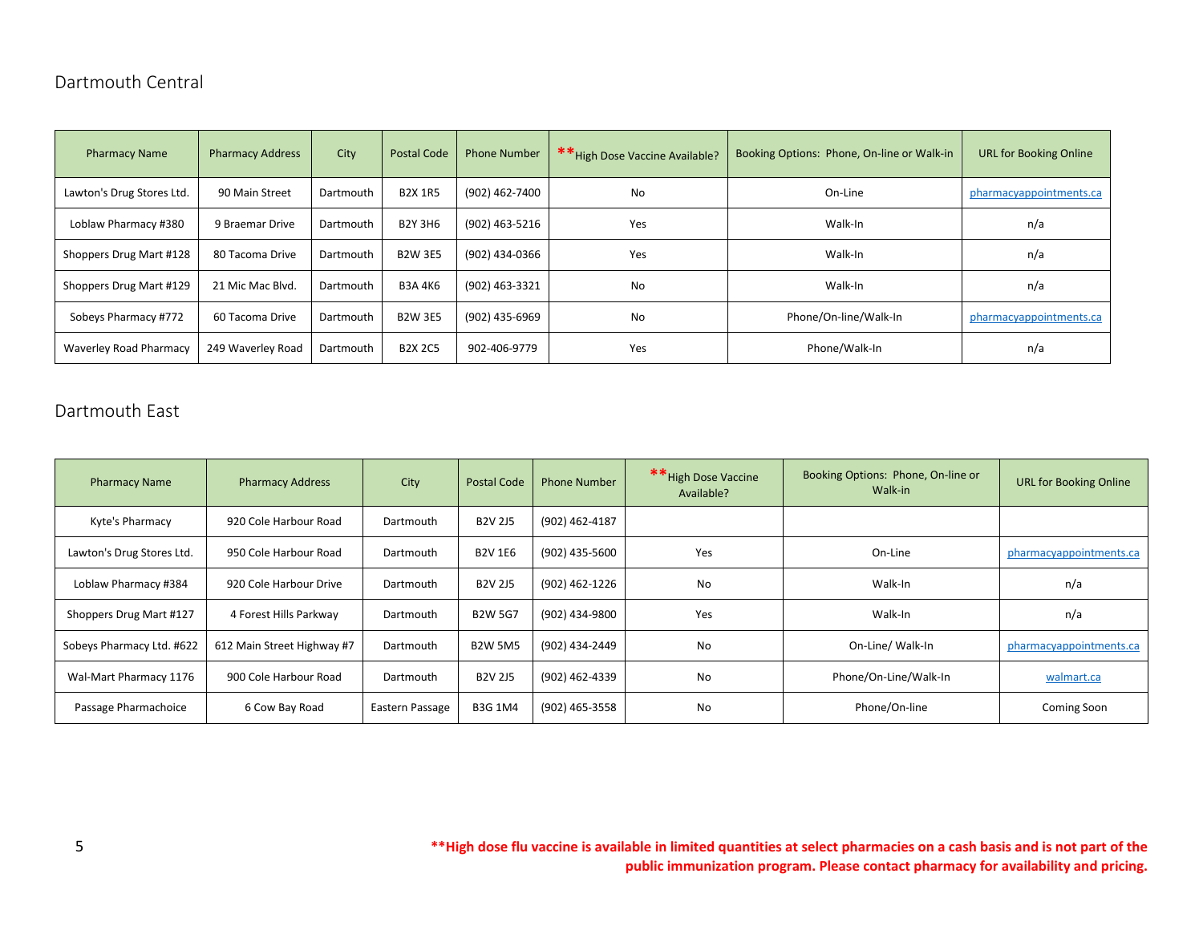## Dartmouth Central

| Pharmacy Name | Pharmacy Address | City | Postal Code | Phone Number | **High Dose Vaccine Available? | Booking Options: Phone, On-line or Walk-in | URL for Booking Online |
|---|---|---|---|---|---|---|---|
| Lawton's Drug Stores Ltd. | 90 Main Street | Dartmouth | B2X 1R5 | (902) 462-7400 | No | On-Line | pharmacyappointments.ca |
| Loblaw Pharmacy #380 | 9 Braemar Drive | Dartmouth | B2Y 3H6 | (902) 463-5216 | Yes | Walk-In | n/a |
| Shoppers Drug Mart #128 | 80 Tacoma Drive | Dartmouth | B2W 3E5 | (902) 434-0366 | Yes | Walk-In | n/a |
| Shoppers Drug Mart #129 | 21 Mic Mac Blvd. | Dartmouth | B3A 4K6 | (902) 463-3321 | No | Walk-In | n/a |
| Sobeys Pharmacy #772 | 60 Tacoma Drive | Dartmouth | B2W 3E5 | (902) 435-6969 | No | Phone/On-line/Walk-In | pharmacyappointments.ca |
| Waverley Road Pharmacy | 249 Waverley Road | Dartmouth | B2X 2C5 | 902-406-9779 | Yes | Phone/Walk-In | n/a |

## Dartmouth East

| Pharmacy Name | Pharmacy Address | City | Postal Code | Phone Number | **High Dose Vaccine Available? | Booking Options: Phone, On-line or Walk-in | URL for Booking Online |
|---|---|---|---|---|---|---|---|
| Kyte's Pharmacy | 920 Cole Harbour Road | Dartmouth | B2V 2J5 | (902) 462-4187 | | | |
| Lawton's Drug Stores Ltd. | 950 Cole Harbour Road | Dartmouth | B2V 1E6 | (902) 435-5600 | Yes | On-Line | pharmacyappointments.ca |
| Loblaw Pharmacy #384 | 920 Cole Harbour Drive | Dartmouth | B2V 2J5 | (902) 462-1226 | No | Walk-In | n/a |
| Shoppers Drug Mart #127 | 4 Forest Hills Parkway | Dartmouth | B2W 5G7 | (902) 434-9800 | Yes | Walk-In | n/a |
| Sobeys Pharmacy Ltd. #622 | 612 Main Street Highway #7 | Dartmouth | B2W 5M5 | (902) 434-2449 | No | On-Line/ Walk-In | pharmacyappointments.ca |
| Wal-Mart Pharmacy 1176 | 900 Cole Harbour Road | Dartmouth | B2V 2J5 | (902) 462-4339 | No | Phone/On-Line/Walk-In | walmart.ca |
| Passage Pharmachoice | 6 Cow Bay Road | Eastern Passage | B3G 1M4 | (902) 465-3558 | No | Phone/On-line | Coming Soon |

**\*\*High dose flu vaccine is available in limited quantities at select pharmacies on a cash basis and is not part of the public immunization program. Please contact pharmacy for availability and pricing.**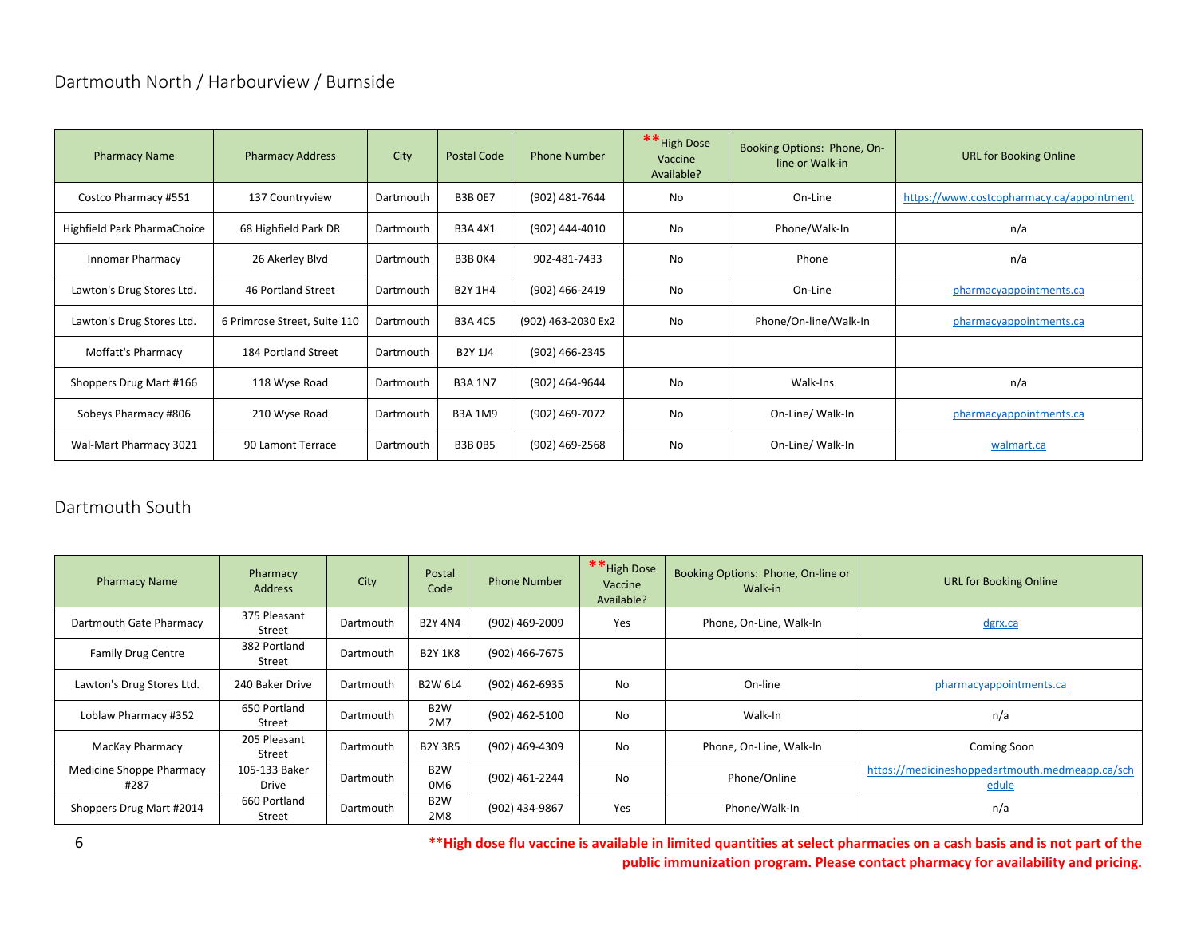## Dartmouth North / Harbourview / Burnside

| Pharmacy Name | Pharmacy Address | City | Postal Code | Phone Number | **High Dose Vaccine Available? | Booking Options: Phone, On-line or Walk-in | URL for Booking Online |
|---|---|---|---|---|---|---|---|
| Costco Pharmacy #551 | 137 Countryview | Dartmouth | B3B 0E7 | (902) 481-7644 | No | On-Line | https://www.costcopharmacy.ca/appointment |
| Highfield Park PharmaChoice | 68 Highfield Park DR | Dartmouth | B3A 4X1 | (902) 444-4010 | No | Phone/Walk-In | n/a |
| Innomar Pharmacy | 26 Akerley Blvd | Dartmouth | B3B 0K4 | 902-481-7433 | No | Phone | n/a |
| Lawton's Drug Stores Ltd. | 46 Portland Street | Dartmouth | B2Y 1H4 | (902) 466-2419 | No | On-Line | pharmacyappointments.ca |
| Lawton's Drug Stores Ltd. | 6 Primrose Street, Suite 110 | Dartmouth | B3A 4C5 | (902) 463-2030 Ex2 | No | Phone/On-line/Walk-In | pharmacyappointments.ca |
| Moffatt's Pharmacy | 184 Portland Street | Dartmouth | B2Y 1J4 | (902) 466-2345 | | | |
| Shoppers Drug Mart #166 | 118 Wyse Road | Dartmouth | B3A 1N7 | (902) 464-9644 | No | Walk-Ins | n/a |
| Sobeys Pharmacy #806 | 210 Wyse Road | Dartmouth | B3A 1M9 | (902) 469-7072 | No | On-Line/ Walk-In | pharmacyappointments.ca |
| Wal-Mart Pharmacy 3021 | 90 Lamont Terrace | Dartmouth | B3B 0B5 | (902) 469-2568 | No | On-Line/ Walk-In | walmart.ca |

## Dartmouth South

| Pharmacy Name | Pharmacy Address | City | Postal Code | Phone Number | **High Dose Vaccine Available? | Booking Options: Phone, On-line or Walk-in | URL for Booking Online |
|---|---|---|---|---|---|---|---|
| Dartmouth Gate Pharmacy | 375 Pleasant Street | Dartmouth | B2Y 4N4 | (902) 469-2009 | Yes | Phone, On-Line, Walk-In | dgrx.ca |
| Family Drug Centre | 382 Portland Street | Dartmouth | B2Y 1K8 | (902) 466-7675 | | | |
| Lawton's Drug Stores Ltd. | 240 Baker Drive | Dartmouth | B2W 6L4 | (902) 462-6935 | No | On-line | pharmacyappointments.ca |
| Loblaw Pharmacy #352 | 650 Portland Street | Dartmouth | B2W 2M7 | (902) 462-5100 | No | Walk-In | n/a |
| MacKay Pharmacy | 205 Pleasant Street | Dartmouth | B2Y 3R5 | (902) 469-4309 | No | Phone, On-Line, Walk-In | Coming Soon |
| Medicine Shoppe Pharmacy #287 | 105-133 Baker Drive | Dartmouth | B2W 0M6 | (902) 461-2244 | No | Phone/Online | https://medicineshoppedartmouth.medmeapp.ca/schedule |
| Shoppers Drug Mart #2014 | 660 Portland Street | Dartmouth | B2W 2M8 | (902) 434-9867 | Yes | Phone/Walk-In | n/a |

**\*\*High dose flu vaccine is available in limited quantities at select pharmacies on a cash basis and is not part of the public immunization program. Please contact pharmacy for availability and pricing.**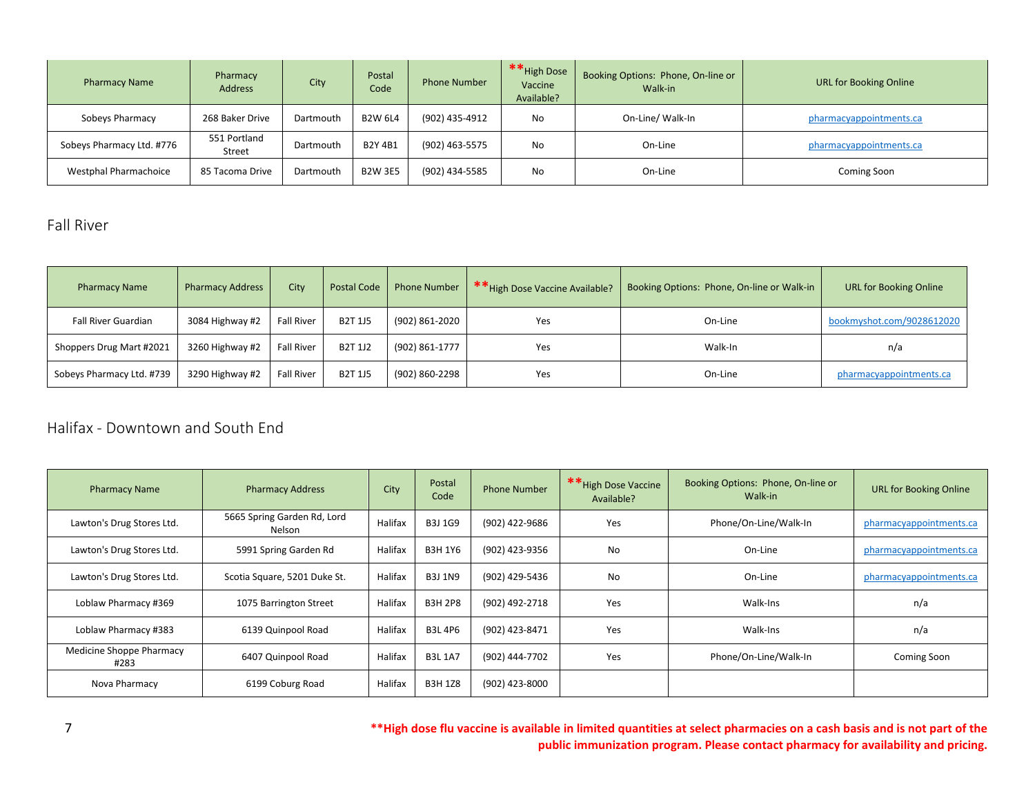| Pharmacy Name | Pharmacy Address | City | Postal Code | Phone Number | **High Dose Vaccine Available? | Booking Options: Phone, On-line or Walk-in | URL for Booking Online |
|---|---|---|---|---|---|---|---|
| Sobeys Pharmacy | 268 Baker Drive | Dartmouth | B2W 6L4 | (902) 435-4912 | No | On-Line/ Walk-In | pharmacyappointments.ca |
| Sobeys Pharmacy Ltd. #776 | 551 Portland Street | Dartmouth | B2Y 4B1 | (902) 463-5575 | No | On-Line | pharmacyappointments.ca |
| Westphal Pharmachoice | 85 Tacoma Drive | Dartmouth | B2W 3E5 | (902) 434-5585 | No | On-Line | Coming Soon |

## Fall River

| Pharmacy Name | Pharmacy Address | City | Postal Code | Phone Number | **High Dose Vaccine Available? | Booking Options: Phone, On-line or Walk-in | URL for Booking Online |
|---|---|---|---|---|---|---|---|
| Fall River Guardian | 3084 Highway #2 | Fall River | B2T 1J5 | (902) 861-2020 | Yes | On-Line | bookmyshot.com/9028612020 |
| Shoppers Drug Mart #2021 | 3260 Highway #2 | Fall River | B2T 1J2 | (902) 861-1777 | Yes | Walk-In | n/a |
| Sobeys Pharmacy Ltd. #739 | 3290 Highway #2 | Fall River | B2T 1J5 | (902) 860-2298 | Yes | On-Line | pharmacyappointments.ca |

## Halifax - Downtown and South End

| Pharmacy Name | Pharmacy Address | City | Postal Code | Phone Number | **High Dose Vaccine Available? | Booking Options: Phone, On-line or Walk-in | URL for Booking Online |
|---|---|---|---|---|---|---|---|
| Lawton's Drug Stores Ltd. | 5665 Spring Garden Rd, Lord Nelson | Halifax | B3J 1G9 | (902) 422-9686 | Yes | Phone/On-Line/Walk-In | pharmacyappointments.ca |
| Lawton's Drug Stores Ltd. | 5991 Spring Garden Rd | Halifax | B3H 1Y6 | (902) 423-9356 | No | On-Line | pharmacyappointments.ca |
| Lawton's Drug Stores Ltd. | Scotia Square, 5201 Duke St. | Halifax | B3J 1N9 | (902) 429-5436 | No | On-Line | pharmacyappointments.ca |
| Loblaw Pharmacy #369 | 1075 Barrington Street | Halifax | B3H 2P8 | (902) 492-2718 | Yes | Walk-Ins | n/a |
| Loblaw Pharmacy #383 | 6139 Quinpool Road | Halifax | B3L 4P6 | (902) 423-8471 | Yes | Walk-Ins | n/a |
| Medicine Shoppe Pharmacy #283 | 6407 Quinpool Road | Halifax | B3L 1A7 | (902) 444-7702 | Yes | Phone/On-Line/Walk-In | Coming Soon |
| Nova Pharmacy | 6199 Coburg Road | Halifax | B3H 1Z8 | (902) 423-8000 | | | |

**\*\*High dose flu vaccine is available in limited quantities at select pharmacies on a cash basis and is not part of the public immunization program. Please contact pharmacy for availability and pricing.**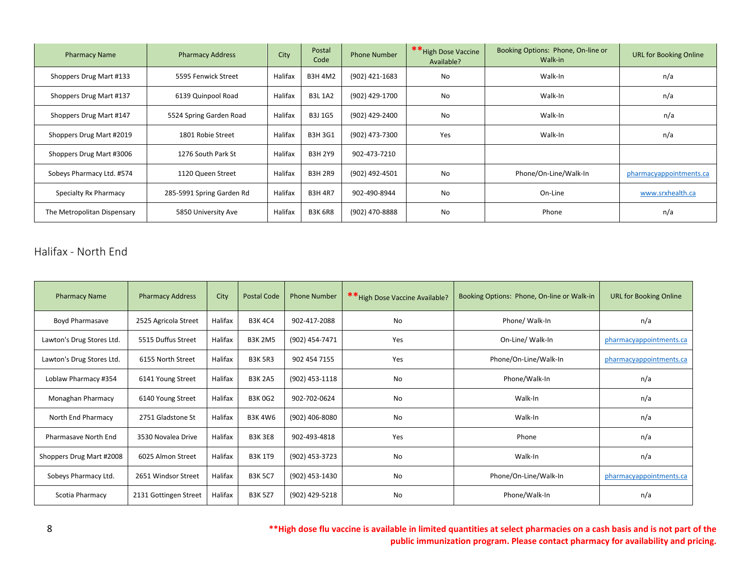| Pharmacy Name | Pharmacy Address | City | Postal Code | Phone Number | **High Dose Vaccine Available? | Booking Options: Phone, On-line or Walk-in | URL for Booking Online |
|---|---|---|---|---|---|---|---|
| Shoppers Drug Mart #133 | 5595 Fenwick Street | Halifax | B3H 4M2 | (902) 421-1683 | No | Walk-In | n/a |
| Shoppers Drug Mart #137 | 6139 Quinpool Road | Halifax | B3L 1A2 | (902) 429-1700 | No | Walk-In | n/a |
| Shoppers Drug Mart #147 | 5524 Spring Garden Road | Halifax | B3J 1G5 | (902) 429-2400 | No | Walk-In | n/a |
| Shoppers Drug Mart #2019 | 1801 Robie Street | Halifax | B3H 3G1 | (902) 473-7300 | Yes | Walk-In | n/a |
| Shoppers Drug Mart #3006 | 1276 South Park St | Halifax | B3H 2Y9 | 902-473-7210 | | | |
| Sobeys Pharmacy Ltd. #574 | 1120 Queen Street | Halifax | B3H 2R9 | (902) 492-4501 | No | Phone/On-Line/Walk-In | pharmacyappointments.ca |
| Specialty Rx Pharmacy | 285-5991 Spring Garden Rd | Halifax | B3H 4R7 | 902-490-8944 | No | On-Line | www.srxhealth.ca |
| The Metropolitan Dispensary | 5850 University Ave | Halifax | B3K 6R8 | (902) 470-8888 | No | Phone | n/a |

## Halifax - North End

| Pharmacy Name | Pharmacy Address | City | Postal Code | Phone Number | **High Dose Vaccine Available? | Booking Options: Phone, On-line or Walk-in | URL for Booking Online |
|---|---|---|---|---|---|---|---|
| Boyd Pharmasave | 2525 Agricola Street | Halifax | B3K 4C4 | 902-417-2088 | No | Phone/ Walk-In | n/a |
| Lawton's Drug Stores Ltd. | 5515 Duffus Street | Halifax | B3K 2M5 | (902) 454-7471 | Yes | On-Line/ Walk-In | pharmacyappointments.ca |
| Lawton's Drug Stores Ltd. | 6155 North Street | Halifax | B3K 5R3 | 902 454 7155 | Yes | Phone/On-Line/Walk-In | pharmacyappointments.ca |
| Loblaw Pharmacy #354 | 6141 Young Street | Halifax | B3K 2A5 | (902) 453-1118 | No | Phone/Walk-In | n/a |
| Monaghan Pharmacy | 6140 Young Street | Halifax | B3K 0G2 | 902-702-0624 | No | Walk-In | n/a |
| North End Pharmacy | 2751 Gladstone St | Halifax | B3K 4W6 | (902) 406-8080 | No | Walk-In | n/a |
| Pharmasave North End | 3530 Novalea Drive | Halifax | B3K 3E8 | 902-493-4818 | Yes | Phone | n/a |
| Shoppers Drug Mart #2008 | 6025 Almon Street | Halifax | B3K 1T9 | (902) 453-3723 | No | Walk-In | n/a |
| Sobeys Pharmacy Ltd. | 2651 Windsor Street | Halifax | B3K 5C7 | (902) 453-1430 | No | Phone/On-Line/Walk-In | pharmacyappointments.ca |
| Scotia Pharmacy | 2131 Gottingen Street | Halifax | B3K 5Z7 | (902) 429-5218 | No | Phone/Walk-In | n/a |

**\*\*High dose flu vaccine is available in limited quantities at select pharmacies on a cash basis and is not part of the public immunization program. Please contact pharmacy for availability and pricing.**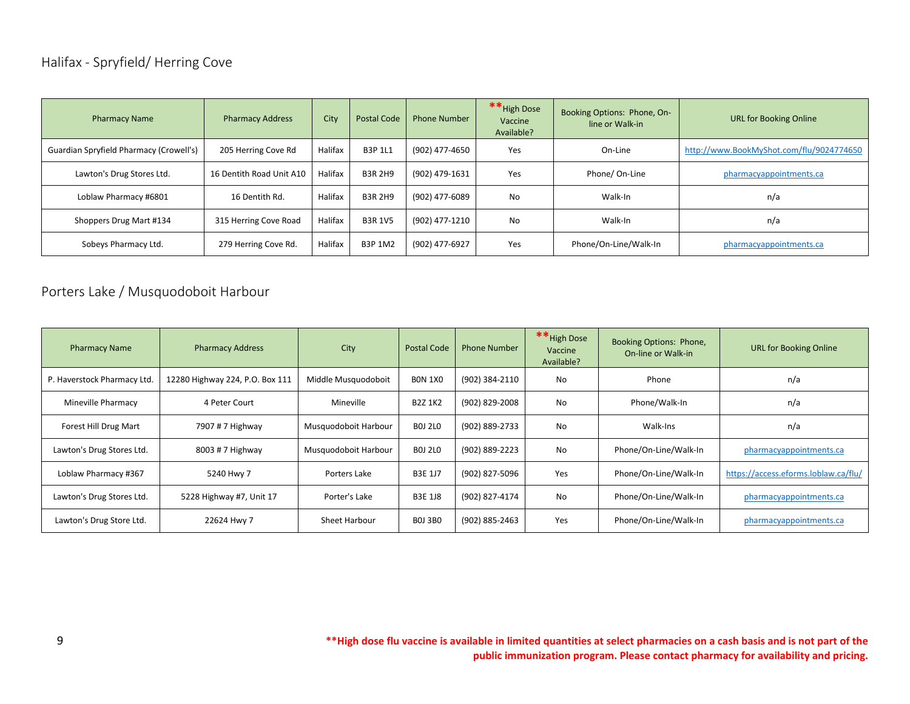## Halifax - Spryfield/ Herring Cove

| Pharmacy Name | Pharmacy Address | City | Postal Code | Phone Number | **High Dose Vaccine Available? | Booking Options: Phone, On-line or Walk-in | URL for Booking Online |
|---|---|---|---|---|---|---|---|
| Guardian Spryfield Pharmacy (Crowell's) | 205 Herring Cove Rd | Halifax | B3P 1L1 | (902) 477-4650 | Yes | On-Line | http://www.BookMyShot.com/flu/9024774650 |
| Lawton's Drug Stores Ltd. | 16 Dentith Road Unit A10 | Halifax | B3R 2H9 | (902) 479-1631 | Yes | Phone/ On-Line | pharmacyappointments.ca |
| Loblaw Pharmacy #6801 | 16 Dentith Rd. | Halifax | B3R 2H9 | (902) 477-6089 | No | Walk-In | n/a |
| Shoppers Drug Mart #134 | 315 Herring Cove Road | Halifax | B3R 1V5 | (902) 477-1210 | No | Walk-In | n/a |
| Sobeys Pharmacy Ltd. | 279 Herring Cove Rd. | Halifax | B3P 1M2 | (902) 477-6927 | Yes | Phone/On-Line/Walk-In | pharmacyappointments.ca |

## Porters Lake / Musquodoboit Harbour

| Pharmacy Name | Pharmacy Address | City | Postal Code | Phone Number | **High Dose Vaccine Available? | Booking Options: Phone, On-line or Walk-in | URL for Booking Online |
|---|---|---|---|---|---|---|---|
| P. Haverstock Pharmacy Ltd. | 12280 Highway 224, P.O. Box 111 | Middle Musquodoboit | B0N 1X0 | (902) 384-2110 | No | Phone | n/a |
| Mineville Pharmacy | 4 Peter Court | Mineville | B2Z 1K2 | (902) 829-2008 | No | Phone/Walk-In | n/a |
| Forest Hill Drug Mart | 7907 # 7 Highway | Musquodoboit Harbour | B0J 2L0 | (902) 889-2733 | No | Walk-Ins | n/a |
| Lawton's Drug Stores Ltd. | 8003 # 7 Highway | Musquodoboit Harbour | B0J 2L0 | (902) 889-2223 | No | Phone/On-Line/Walk-In | pharmacyappointments.ca |
| Loblaw Pharmacy #367 | 5240 Hwy 7 | Porters Lake | B3E 1J7 | (902) 827-5096 | Yes | Phone/On-Line/Walk-In | https://access.eforms.loblaw.ca/flu/ |
| Lawton's Drug Stores Ltd. | 5228 Highway #7, Unit 17 | Porter's Lake | B3E 1J8 | (902) 827-4174 | No | Phone/On-Line/Walk-In | pharmacyappointments.ca |
| Lawton's Drug Store Ltd. | 22624 Hwy 7 | Sheet Harbour | B0J 3B0 | (902) 885-2463 | Yes | Phone/On-Line/Walk-In | pharmacyappointments.ca |

****High dose flu vaccine is available in limited quantities at select pharmacies on a cash basis and is not part of the public immunization program. Please contact pharmacy for availability and pricing.**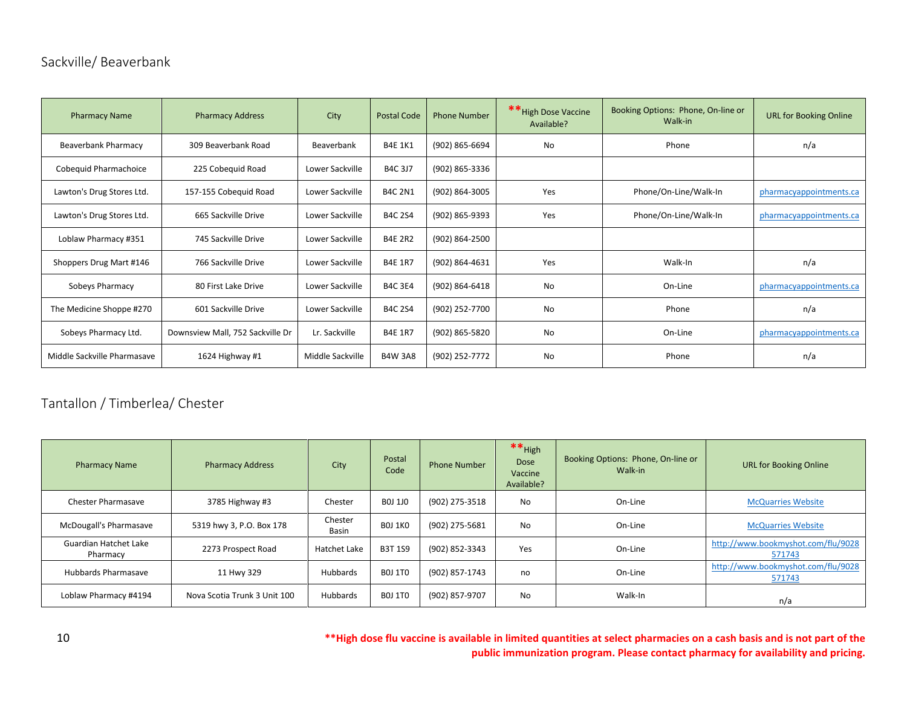## Sackville/ Beaverbank

| Pharmacy Name | Pharmacy Address | City | Postal Code | Phone Number | **High Dose Vaccine Available? | Booking Options: Phone, On-line or Walk-in | URL for Booking Online |
|---|---|---|---|---|---|---|---|
| Beaverbank Pharmacy | 309 Beaverbank Road | Beaverbank | B4E 1K1 | (902) 865-6694 | No | Phone | n/a |
| Cobequid Pharmachoice | 225 Cobequid Road | Lower Sackville | B4C 3J7 | (902) 865-3336 | | | |
| Lawton's Drug Stores Ltd. | 157-155 Cobequid Road | Lower Sackville | B4C 2N1 | (902) 864-3005 | Yes | Phone/On-Line/Walk-In | pharmacyappointments.ca |
| Lawton's Drug Stores Ltd. | 665 Sackville Drive | Lower Sackville | B4C 2S4 | (902) 865-9393 | Yes | Phone/On-Line/Walk-In | pharmacyappointments.ca |
| Loblaw Pharmacy #351 | 745 Sackville Drive | Lower Sackville | B4E 2R2 | (902) 864-2500 | | | |
| Shoppers Drug Mart #146 | 766 Sackville Drive | Lower Sackville | B4E 1R7 | (902) 864-4631 | Yes | Walk-In | n/a |
| Sobeys Pharmacy | 80 First Lake Drive | Lower Sackville | B4C 3E4 | (902) 864-6418 | No | On-Line | pharmacyappointments.ca |
| The Medicine Shoppe #270 | 601 Sackville Drive | Lower Sackville | B4C 2S4 | (902) 252-7700 | No | Phone | n/a |
| Sobeys Pharmacy Ltd. | Downsview Mall, 752 Sackville Dr | Lr. Sackville | B4E 1R7 | (902) 865-5820 | No | On-Line | pharmacyappointments.ca |
| Middle Sackville Pharmasave | 1624 Highway #1 | Middle Sackville | B4W 3A8 | (902) 252-7772 | No | Phone | n/a |

## Tantallon / Timberlea/ Chester

| Pharmacy Name | Pharmacy Address | City | Postal Code | Phone Number | **High Dose Vaccine Available? | Booking Options: Phone, On-line or Walk-in | URL for Booking Online |
|---|---|---|---|---|---|---|---|
| Chester Pharmasave | 3785 Highway #3 | Chester | B0J 1J0 | (902) 275-3518 | No | On-Line | McQuarries Website |
| McDougall's Pharmasave | 5319 hwy 3, P.O. Box 178 | Chester Basin | B0J 1K0 | (902) 275-5681 | No | On-Line | McQuarries Website |
| Guardian Hatchet Lake Pharmacy | 2273 Prospect Road | Hatchet Lake | B3T 1S9 | (902) 852-3343 | Yes | On-Line | http://www.bookmyshot.com/flu/9028571743 |
| Hubbards Pharmasave | 11 Hwy 329 | Hubbards | B0J 1T0 | (902) 857-1743 | no | On-Line | http://www.bookmyshot.com/flu/9028571743 |
| Loblaw Pharmacy #4194 | Nova Scotia Trunk 3 Unit 100 | Hubbards | B0J 1T0 | (902) 857-9707 | No | Walk-In | n/a |

**\*\*High dose flu vaccine is available in limited quantities at select pharmacies on a cash basis and is not part of the public immunization program. Please contact pharmacy for availability and pricing.**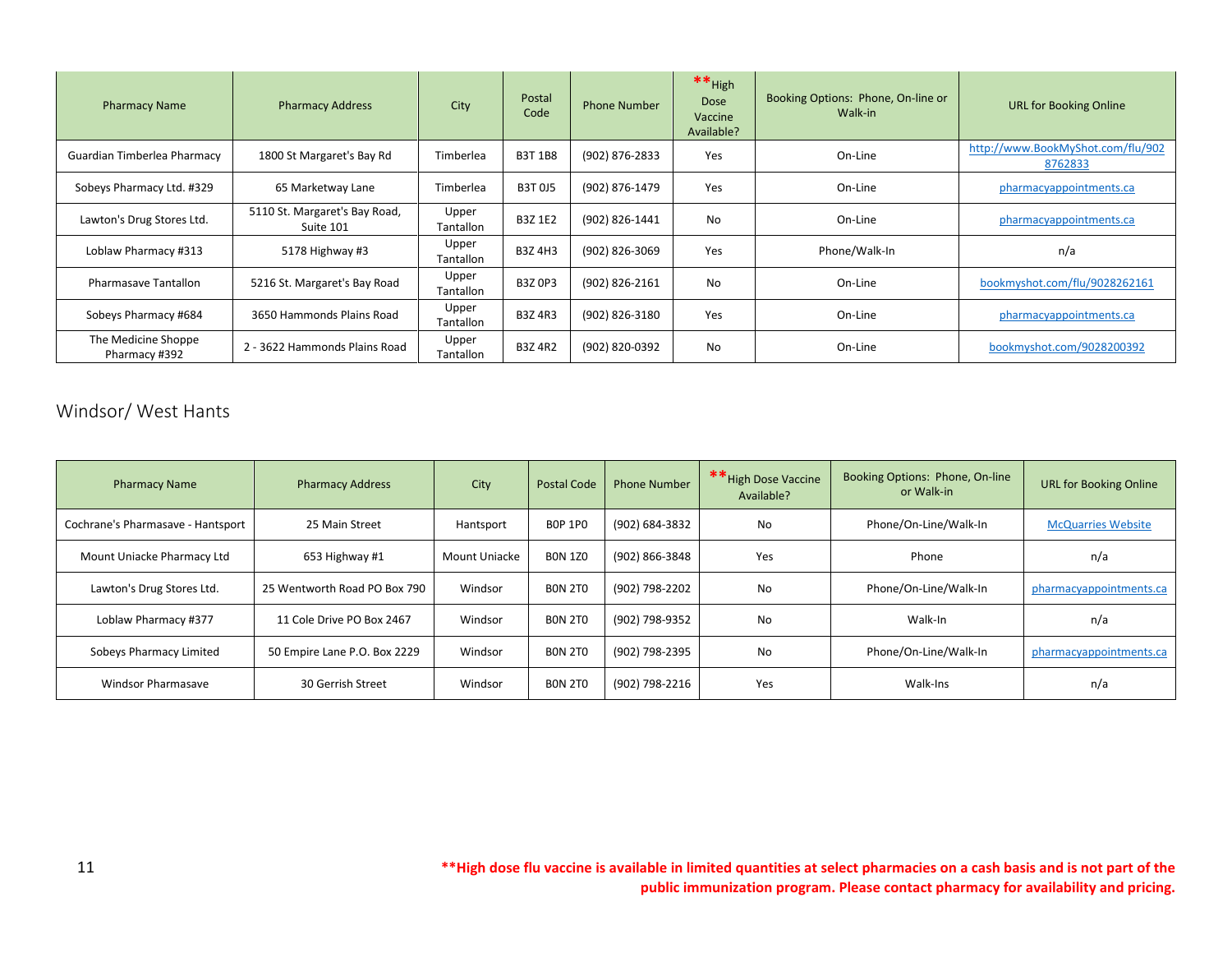| Pharmacy Name | Pharmacy Address | City | Postal Code | Phone Number | **High Dose Vaccine Available? | Booking Options: Phone, On-line or Walk-in | URL for Booking Online |
|---|---|---|---|---|---|---|---|
| Guardian Timberlea Pharmacy | 1800 St Margaret's Bay Rd | Timberlea | B3T 1B8 | (902) 876-2833 | Yes | On-Line | http://www.BookMyShot.com/flu/9028762833 |
| Sobeys Pharmacy Ltd. #329 | 65 Marketway Lane | Timberlea | B3T 0J5 | (902) 876-1479 | Yes | On-Line | pharmacyappointments.ca |
| Lawton's Drug Stores Ltd. | 5110 St. Margaret's Bay Road, Suite 101 | Upper Tantallon | B3Z 1E2 | (902) 826-1441 | No | On-Line | pharmacyappointments.ca |
| Loblaw Pharmacy #313 | 5178 Highway #3 | Upper Tantallon | B3Z 4H3 | (902) 826-3069 | Yes | Phone/Walk-In | n/a |
| Pharmasave Tantallon | 5216 St. Margaret's Bay Road | Upper Tantallon | B3Z 0P3 | (902) 826-2161 | No | On-Line | bookmyshot.com/flu/9028262161 |
| Sobeys Pharmacy #684 | 3650 Hammonds Plains Road | Upper Tantallon | B3Z 4R3 | (902) 826-3180 | Yes | On-Line | pharmacyappointments.ca |
| The Medicine Shoppe Pharmacy #392 | 2 - 3622 Hammonds Plains Road | Upper Tantallon | B3Z 4R2 | (902) 820-0392 | No | On-Line | bookmyshot.com/9028200392 |

## Windsor/ West Hants

| Pharmacy Name | Pharmacy Address | City | Postal Code | Phone Number | **High Dose Vaccine Available? | Booking Options: Phone, On-line or Walk-in | URL for Booking Online |
|---|---|---|---|---|---|---|---|
| Cochrane's Pharmasave - Hantsport | 25 Main Street | Hantsport | B0P 1P0 | (902) 684-3832 | No | Phone/On-Line/Walk-In | McQuarries Website |
| Mount Uniacke Pharmacy Ltd | 653 Highway #1 | Mount Uniacke | B0N 1Z0 | (902) 866-3848 | Yes | Phone | n/a |
| Lawton's Drug Stores Ltd. | 25 Wentworth Road PO Box 790 | Windsor | B0N 2T0 | (902) 798-2202 | No | Phone/On-Line/Walk-In | pharmacyappointments.ca |
| Loblaw Pharmacy #377 | 11 Cole Drive PO Box 2467 | Windsor | B0N 2T0 | (902) 798-9352 | No | Walk-In | n/a |
| Sobeys Pharmacy Limited | 50 Empire Lane P.O. Box 2229 | Windsor | B0N 2T0 | (902) 798-2395 | No | Phone/On-Line/Walk-In | pharmacyappointments.ca |
| Windsor Pharmasave | 30 Gerrish Street | Windsor | B0N 2T0 | (902) 798-2216 | Yes | Walk-Ins | n/a |

****High dose flu vaccine is available in limited quantities at select pharmacies on a cash basis and is not part of the public immunization program. Please contact pharmacy for availability and pricing.**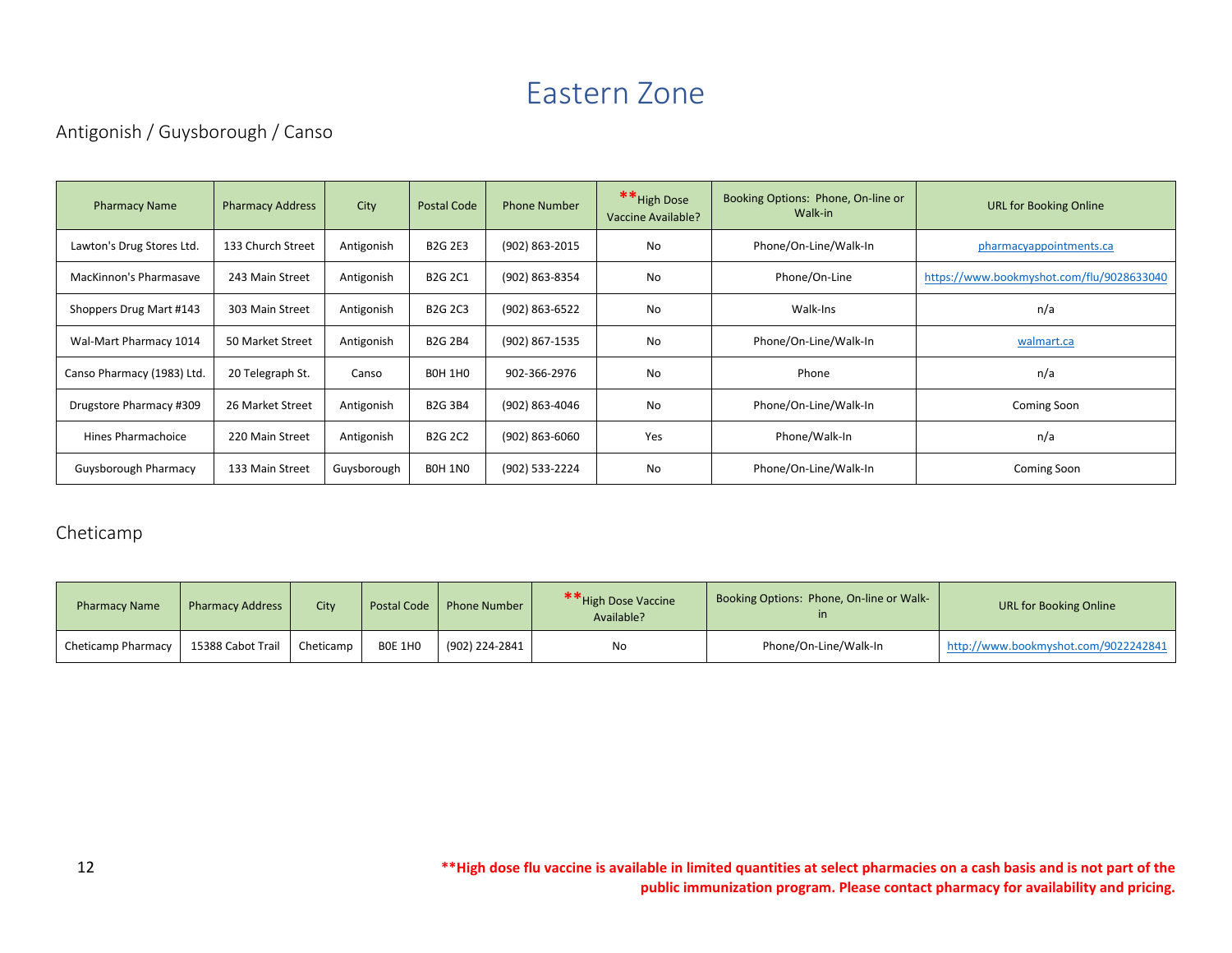# Eastern Zone

## Antigonish / Guysborough / Canso

| Pharmacy Name | Pharmacy Address | City | Postal Code | Phone Number | **High Dose Vaccine Available? | Booking Options: Phone, On-line or Walk-in | URL for Booking Online |
|---|---|---|---|---|---|---|---|
| Lawton's Drug Stores Ltd. | 133 Church Street | Antigonish | B2G 2E3 | (902) 863-2015 | No | Phone/On-Line/Walk-In | pharmacyappointments.ca |
| MacKinnon's Pharmasave | 243 Main Street | Antigonish | B2G 2C1 | (902) 863-8354 | No | Phone/On-Line | https://www.bookmyshot.com/flu/9028633040 |
| Shoppers Drug Mart #143 | 303 Main Street | Antigonish | B2G 2C3 | (902) 863-6522 | No | Walk-Ins | n/a |
| Wal-Mart Pharmacy 1014 | 50 Market Street | Antigonish | B2G 2B4 | (902) 867-1535 | No | Phone/On-Line/Walk-In | walmart.ca |
| Canso Pharmacy (1983) Ltd. | 20 Telegraph St. | Canso | B0H 1H0 | 902-366-2976 | No | Phone | n/a |
| Drugstore Pharmacy #309 | 26 Market Street | Antigonish | B2G 3B4 | (902) 863-4046 | No | Phone/On-Line/Walk-In | Coming Soon |
| Hines Pharmachoice | 220 Main Street | Antigonish | B2G 2C2 | (902) 863-6060 | Yes | Phone/Walk-In | n/a |
| Guysborough Pharmacy | 133 Main Street | Guysborough | B0H 1N0 | (902) 533-2224 | No | Phone/On-Line/Walk-In | Coming Soon |

## Cheticamp

| Pharmacy Name | Pharmacy Address | City | Postal Code | Phone Number | **High Dose Vaccine Available? | Booking Options: Phone, On-line or Walk-in | URL for Booking Online |
|---|---|---|---|---|---|---|---|
| Cheticamp Pharmacy | 15388 Cabot Trail | Cheticamp | B0E 1H0 | (902) 224-2841 | No | Phone/On-Line/Walk-In | http://www.bookmyshot.com/9022242841 |

**High dose flu vaccine is available in limited quantities at select pharmacies on a cash basis and is not part of the public immunization program. Please contact pharmacy for availability and pricing.**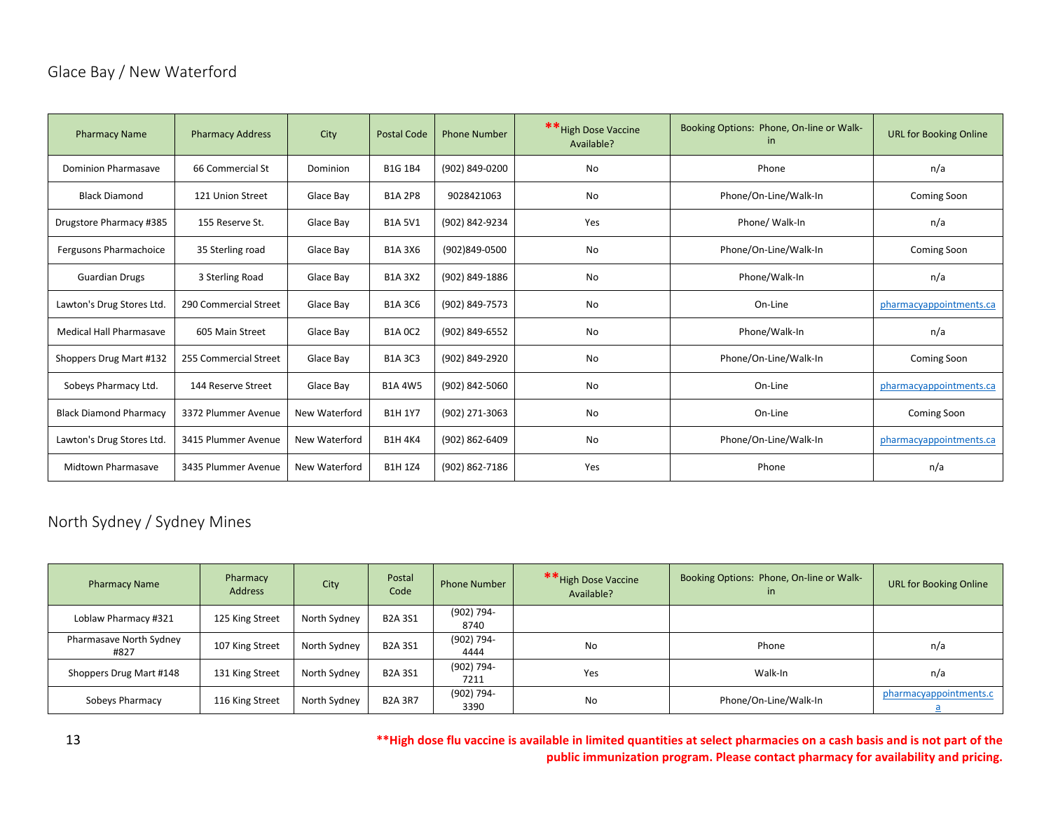## Glace Bay / New Waterford

| Pharmacy Name | Pharmacy Address | City | Postal Code | Phone Number | **High Dose Vaccine Available? | Booking Options: Phone, On-line or Walk-in | URL for Booking Online |
|---|---|---|---|---|---|---|---|
| Dominion Pharmasave | 66 Commercial St | Dominion | B1G 1B4 | (902) 849-0200 | No | Phone | n/a |
| Black Diamond | 121 Union Street | Glace Bay | B1A 2P8 | 9028421063 | No | Phone/On-Line/Walk-In | Coming Soon |
| Drugstore Pharmacy #385 | 155 Reserve St. | Glace Bay | B1A 5V1 | (902) 842-9234 | Yes | Phone/ Walk-In | n/a |
| Fergusons Pharmachoice | 35 Sterling road | Glace Bay | B1A 3X6 | (902)849-0500 | No | Phone/On-Line/Walk-In | Coming Soon |
| Guardian Drugs | 3 Sterling Road | Glace Bay | B1A 3X2 | (902) 849-1886 | No | Phone/Walk-In | n/a |
| Lawton's Drug Stores Ltd. | 290 Commercial Street | Glace Bay | B1A 3C6 | (902) 849-7573 | No | On-Line | pharmacyappointments.ca |
| Medical Hall Pharmasave | 605 Main Street | Glace Bay | B1A 0C2 | (902) 849-6552 | No | Phone/Walk-In | n/a |
| Shoppers Drug Mart #132 | 255 Commercial Street | Glace Bay | B1A 3C3 | (902) 849-2920 | No | Phone/On-Line/Walk-In | Coming Soon |
| Sobeys Pharmacy Ltd. | 144 Reserve Street | Glace Bay | B1A 4W5 | (902) 842-5060 | No | On-Line | pharmacyappointments.ca |
| Black Diamond Pharmacy | 3372 Plummer Avenue | New Waterford | B1H 1Y7 | (902) 271-3063 | No | On-Line | Coming Soon |
| Lawton's Drug Stores Ltd. | 3415 Plummer Avenue | New Waterford | B1H 4K4 | (902) 862-6409 | No | Phone/On-Line/Walk-In | pharmacyappointments.ca |
| Midtown Pharmasave | 3435 Plummer Avenue | New Waterford | B1H 1Z4 | (902) 862-7186 | Yes | Phone | n/a |

## North Sydney / Sydney Mines

| Pharmacy Name | Pharmacy Address | City | Postal Code | Phone Number | **High Dose Vaccine Available? | Booking Options: Phone, On-line or Walk-in | URL for Booking Online |
|---|---|---|---|---|---|---|---|
| Loblaw Pharmacy #321 | 125 King Street | North Sydney | B2A 3S1 | (902) 794-8740 | | | |
| Pharmasave North Sydney #827 | 107 King Street | North Sydney | B2A 3S1 | (902) 794-4444 | No | Phone | n/a |
| Shoppers Drug Mart #148 | 131 King Street | North Sydney | B2A 3S1 | (902) 794-7211 | Yes | Walk-In | n/a |
| Sobeys Pharmacy | 116 King Street | North Sydney | B2A 3R7 | (902) 794-3390 | No | Phone/On-Line/Walk-In | pharmacyappointments.ca |

****High dose flu vaccine is available in limited quantities at select pharmacies on a cash basis and is not part of the public immunization program. Please contact pharmacy for availability and pricing.**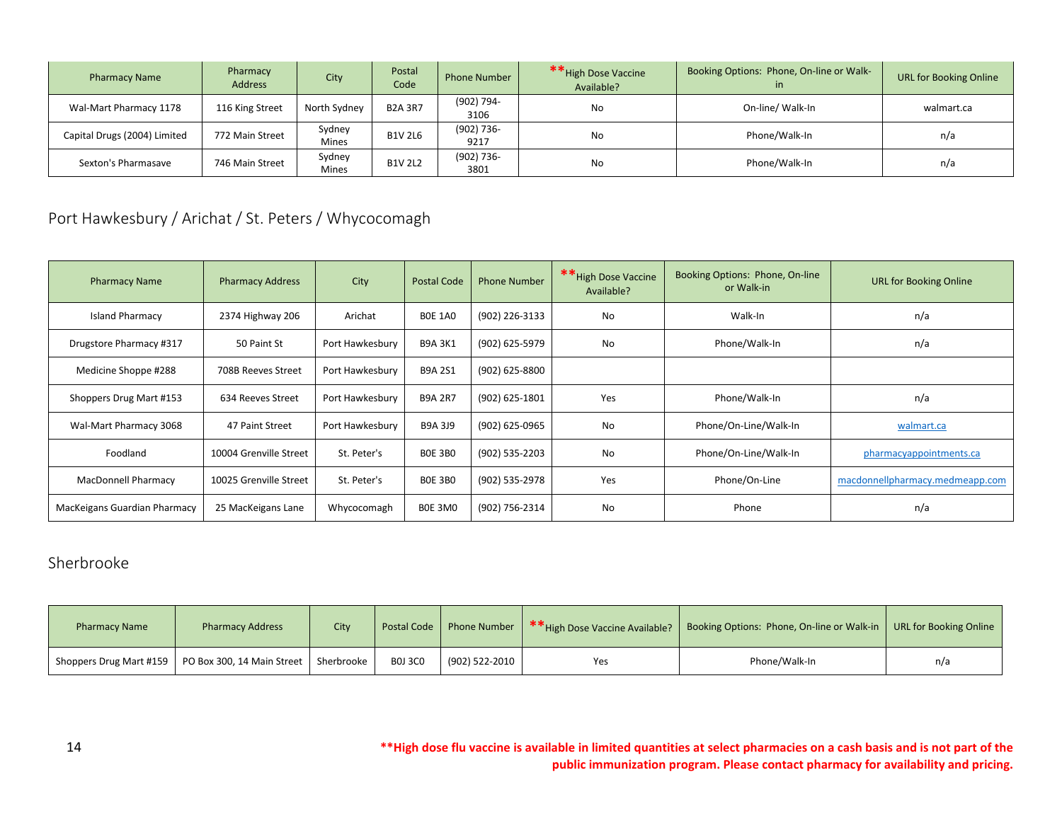| Pharmacy Name | Pharmacy Address | City | Postal Code | Phone Number | **High Dose Vaccine Available? | Booking Options: Phone, On-line or Walk-in | URL for Booking Online |
|---|---|---|---|---|---|---|---|
| Wal-Mart Pharmacy 1178 | 116 King Street | North Sydney | B2A 3R7 | (902) 794-3106 | No | On-line/ Walk-In | walmart.ca |
| Capital Drugs (2004) Limited | 772 Main Street | Sydney Mines | B1V 2L6 | (902) 736-9217 | No | Phone/Walk-In | n/a |
| Sexton's Pharmasave | 746 Main Street | Sydney Mines | B1V 2L2 | (902) 736-3801 | No | Phone/Walk-In | n/a |

## Port Hawkesbury / Arichat / St. Peters / Whycocomagh

| Pharmacy Name | Pharmacy Address | City | Postal Code | Phone Number | **High Dose Vaccine Available? | Booking Options: Phone, On-line or Walk-in | URL for Booking Online |
|---|---|---|---|---|---|---|---|
| Island Pharmacy | 2374 Highway 206 | Arichat | B0E 1A0 | (902) 226-3133 | No | Walk-In | n/a |
| Drugstore Pharmacy #317 | 50 Paint St | Port Hawkesbury | B9A 3K1 | (902) 625-5979 | No | Phone/Walk-In | n/a |
| Medicine Shoppe #288 | 708B Reeves Street | Port Hawkesbury | B9A 2S1 | (902) 625-8800 | | | |
| Shoppers Drug Mart #153 | 634 Reeves Street | Port Hawkesbury | B9A 2R7 | (902) 625-1801 | Yes | Phone/Walk-In | n/a |
| Wal-Mart Pharmacy 3068 | 47 Paint Street | Port Hawkesbury | B9A 3J9 | (902) 625-0965 | No | Phone/On-Line/Walk-In | walmart.ca |
| Foodland | 10004 Grenville Street | St. Peter's | B0E 3B0 | (902) 535-2203 | No | Phone/On-Line/Walk-In | pharmacyappointments.ca |
| MacDonnell Pharmacy | 10025 Grenville Street | St. Peter's | B0E 3B0 | (902) 535-2978 | Yes | Phone/On-Line | macdonnellpharmacy.medmeapp.com |
| MacKeigans Guardian Pharmacy | 25 MacKeigans Lane | Whycocomagh | B0E 3M0 | (902) 756-2314 | No | Phone | n/a |

## Sherbrooke

| Pharmacy Name | Pharmacy Address | City | Postal Code | Phone Number | **High Dose Vaccine Available? | Booking Options: Phone, On-line or Walk-in | URL for Booking Online |
|---|---|---|---|---|---|---|---|
| Shoppers Drug Mart #159 | PO Box 300, 14 Main Street | Sherbrooke | B0J 3C0 | (902) 522-2010 | Yes | Phone/Walk-In | n/a |

**\*\*High dose flu vaccine is available in limited quantities at select pharmacies on a cash basis and is not part of the public immunization program. Please contact pharmacy for availability and pricing.**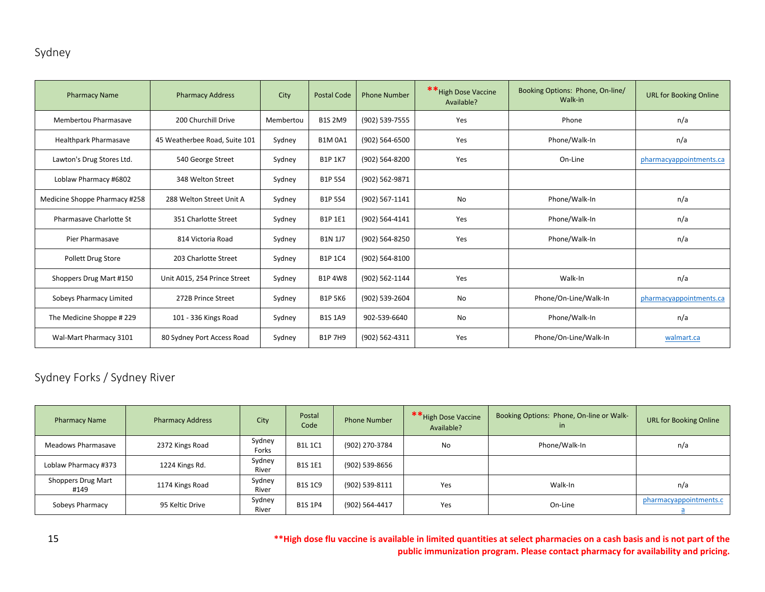## Sydney

| Pharmacy Name | Pharmacy Address | City | Postal Code | Phone Number | **High Dose Vaccine Available? | Booking Options: Phone, On-line/ Walk-in | URL for Booking Online |
|---|---|---|---|---|---|---|---|
| Membertou Pharmasave | 200 Churchill Drive | Membertou | B1S 2M9 | (902) 539-7555 | Yes | Phone | n/a |
| Healthpark Pharmasave | 45 Weatherbee Road, Suite 101 | Sydney | B1M 0A1 | (902) 564-6500 | Yes | Phone/Walk-In | n/a |
| Lawton's Drug Stores Ltd. | 540 George Street | Sydney | B1P 1K7 | (902) 564-8200 | Yes | On-Line | pharmacyappointments.ca |
| Loblaw Pharmacy #6802 | 348 Welton Street | Sydney | B1P 5S4 | (902) 562-9871 | | | |
| Medicine Shoppe Pharmacy #258 | 288 Welton Street Unit A | Sydney | B1P 5S4 | (902) 567-1141 | No | Phone/Walk-In | n/a |
| Pharmasave Charlotte St | 351 Charlotte Street | Sydney | B1P 1E1 | (902) 564-4141 | Yes | Phone/Walk-In | n/a |
| Pier Pharmasave | 814 Victoria Road | Sydney | B1N 1J7 | (902) 564-8250 | Yes | Phone/Walk-In | n/a |
| Pollett Drug Store | 203 Charlotte Street | Sydney | B1P 1C4 | (902) 564-8100 | | | |
| Shoppers Drug Mart #150 | Unit A015, 254 Prince Street | Sydney | B1P 4W8 | (902) 562-1144 | Yes | Walk-In | n/a |
| Sobeys Pharmacy Limited | 272B Prince Street | Sydney | B1P 5K6 | (902) 539-2604 | No | Phone/On-Line/Walk-In | pharmacyappointments.ca |
| The Medicine Shoppe # 229 | 101 - 336 Kings Road | Sydney | B1S 1A9 | 902-539-6640 | No | Phone/Walk-In | n/a |
| Wal-Mart Pharmacy 3101 | 80 Sydney Port Access Road | Sydney | B1P 7H9 | (902) 562-4311 | Yes | Phone/On-Line/Walk-In | walmart.ca |

## Sydney Forks / Sydney River

| Pharmacy Name | Pharmacy Address | City | Postal Code | Phone Number | **High Dose Vaccine Available? | Booking Options: Phone, On-line or Walk-in | URL for Booking Online |
|---|---|---|---|---|---|---|---|
| Meadows Pharmasave | 2372 Kings Road | Sydney Forks | B1L 1C1 | (902) 270-3784 | No | Phone/Walk-In | n/a |
| Loblaw Pharmacy #373 | 1224 Kings Rd. | Sydney River | B1S 1E1 | (902) 539-8656 | | | |
| Shoppers Drug Mart #149 | 1174 Kings Road | Sydney River | B1S 1C9 | (902) 539-8111 | Yes | Walk-In | n/a |
| Sobeys Pharmacy | 95 Keltic Drive | Sydney River | B1S 1P4 | (902) 564-4417 | Yes | On-Line | pharmacyappointments.ca |

**\*\*High dose flu vaccine is available in limited quantities at select pharmacies on a cash basis and is not part of the public immunization program. Please contact pharmacy for availability and pricing.**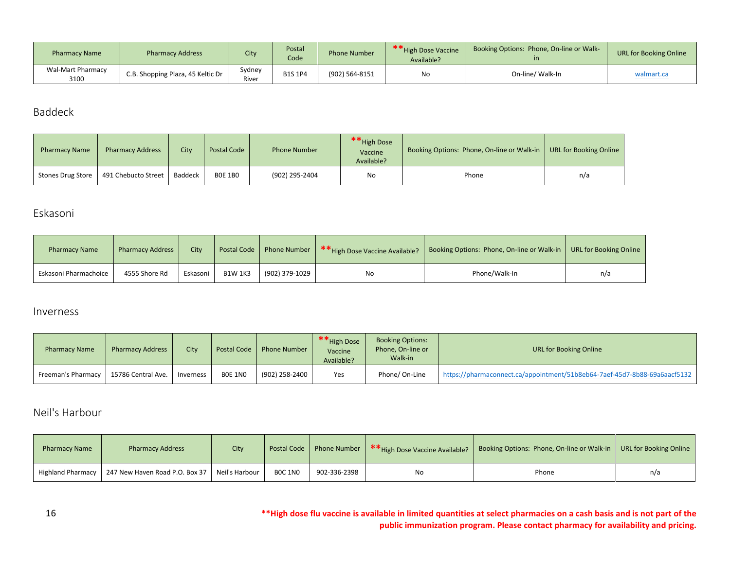| Pharmacy Name | Pharmacy Address | City | Postal Code | Phone Number | **High Dose Vaccine Available? | Booking Options: Phone, On-line or Walk-in | URL for Booking Online |
|---|---|---|---|---|---|---|---|
| Wal-Mart Pharmacy 3100 | C.B. Shopping Plaza, 45 Keltic Dr | Sydney River | B1S 1P4 | (902) 564-8151 | No | On-line/ Walk-In | walmart.ca |

## Baddeck

| Pharmacy Name | Pharmacy Address | City | Postal Code | Phone Number | **High Dose Vaccine Available? | Booking Options: Phone, On-line or Walk-in | URL for Booking Online |
|---|---|---|---|---|---|---|---|
| Stones Drug Store | 491 Chebucto Street | Baddeck | B0E 1B0 | (902) 295-2404 | No | Phone | n/a |

## Eskasoni

| Pharmacy Name | Pharmacy Address | City | Postal Code | Phone Number | **High Dose Vaccine Available? | Booking Options: Phone, On-line or Walk-in | URL for Booking Online |
|---|---|---|---|---|---|---|---|
| Eskasoni Pharmachoice | 4555 Shore Rd | Eskasoni | B1W 1K3 | (902) 379-1029 | No | Phone/Walk-In | n/a |

## Inverness

| Pharmacy Name | Pharmacy Address | City | Postal Code | Phone Number | **High Dose Vaccine Available? | Booking Options: Phone, On-line or Walk-in | URL for Booking Online |
|---|---|---|---|---|---|---|---|
| Freeman's Pharmacy | 15786 Central Ave. | Inverness | B0E 1N0 | (902) 258-2400 | Yes | Phone/ On-Line | https://pharmaconnect.ca/appointment/51b8eb64-7aef-45d7-8b88-69a6aacf5132 |

## Neil's Harbour

| Pharmacy Name | Pharmacy Address | City | Postal Code | Phone Number | **High Dose Vaccine Available? | Booking Options: Phone, On-line or Walk-in | URL for Booking Online |
|---|---|---|---|---|---|---|---|
| Highland Pharmacy | 247 New Haven Road P.O. Box 37 | Neil's Harbour | B0C 1N0 | 902-336-2398 | No | Phone | n/a |

**\*\*High dose flu vaccine is available in limited quantities at select pharmacies on a cash basis and is not part of the public immunization program. Please contact pharmacy for availability and pricing.**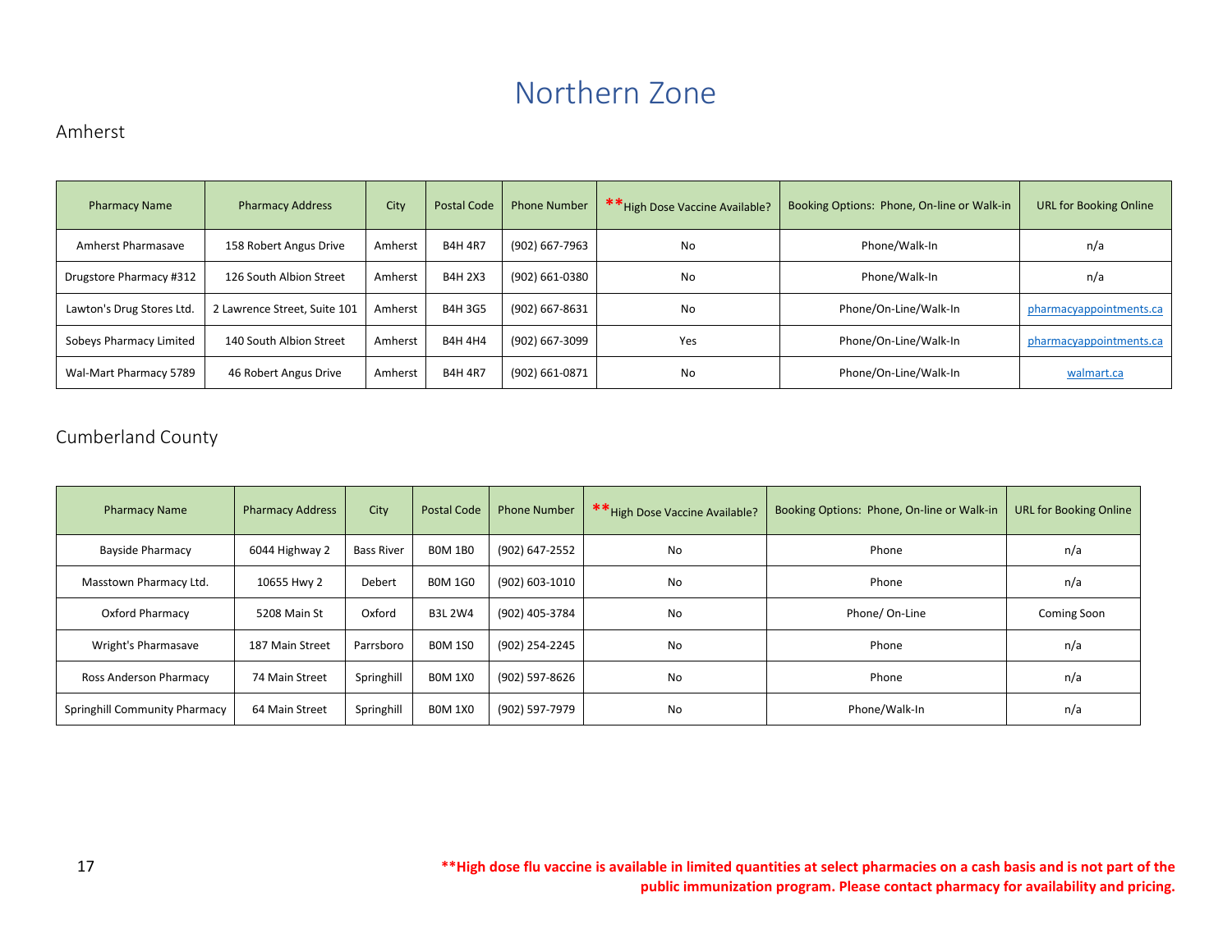# Northern Zone

## Amherst

| Pharmacy Name | Pharmacy Address | City | Postal Code | Phone Number | **High Dose Vaccine Available? | Booking Options: Phone, On-line or Walk-in | URL for Booking Online |
|---|---|---|---|---|---|---|---|
| Amherst Pharmasave | 158 Robert Angus Drive | Amherst | B4H 4R7 | (902) 667-7963 | No | Phone/Walk-In | n/a |
| Drugstore Pharmacy #312 | 126 South Albion Street | Amherst | B4H 2X3 | (902) 661-0380 | No | Phone/Walk-In | n/a |
| Lawton's Drug Stores Ltd. | 2 Lawrence Street, Suite 101 | Amherst | B4H 3G5 | (902) 667-8631 | No | Phone/On-Line/Walk-In | pharmacyappointments.ca |
| Sobeys Pharmacy Limited | 140 South Albion Street | Amherst | B4H 4H4 | (902) 667-3099 | Yes | Phone/On-Line/Walk-In | pharmacyappointments.ca |
| Wal-Mart Pharmacy 5789 | 46 Robert Angus Drive | Amherst | B4H 4R7 | (902) 661-0871 | No | Phone/On-Line/Walk-In | walmart.ca |

## Cumberland County

| Pharmacy Name | Pharmacy Address | City | Postal Code | Phone Number | **High Dose Vaccine Available? | Booking Options: Phone, On-line or Walk-in | URL for Booking Online |
|---|---|---|---|---|---|---|---|
| Bayside Pharmacy | 6044 Highway 2 | Bass River | B0M 1B0 | (902) 647-2552 | No | Phone | n/a |
| Masstown Pharmacy Ltd. | 10655 Hwy 2 | Debert | B0M 1G0 | (902) 603-1010 | No | Phone | n/a |
| Oxford Pharmacy | 5208 Main St | Oxford | B3L 2W4 | (902) 405-3784 | No | Phone/ On-Line | Coming Soon |
| Wright's Pharmasave | 187 Main Street | Parrsboro | B0M 1S0 | (902) 254-2245 | No | Phone | n/a |
| Ross Anderson Pharmacy | 74 Main Street | Springhill | B0M 1X0 | (902) 597-8626 | No | Phone | n/a |
| Springhill Community Pharmacy | 64 Main Street | Springhill | B0M 1X0 | (902) 597-7979 | No | Phone/Walk-In | n/a |

**\*\*High dose flu vaccine is available in limited quantities at select pharmacies on a cash basis and is not part of the public immunization program. Please contact pharmacy for availability and pricing.**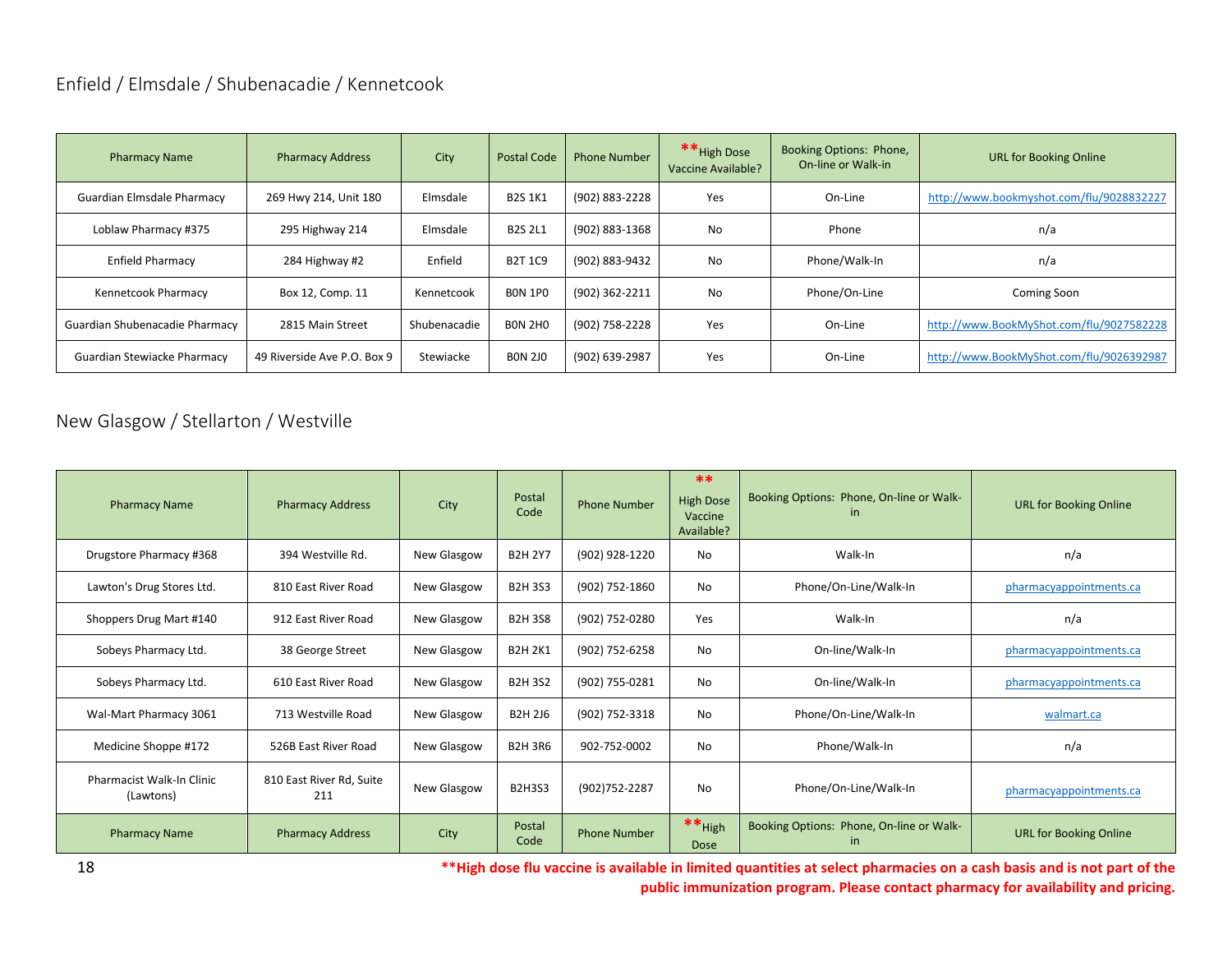## Enfield / Elmsdale / Shubenacadie / Kennetcook

| Pharmacy Name | Pharmacy Address | City | Postal Code | Phone Number | **High Dose Vaccine Available? | Booking Options: Phone, On-line or Walk-in | URL for Booking Online |
|---|---|---|---|---|---|---|---|
| Guardian Elmsdale Pharmacy | 269 Hwy 214, Unit 180 | Elmsdale | B2S 1K1 | (902) 883-2228 | Yes | On-Line | http://www.bookmyshot.com/flu/9028832227 |
| Loblaw Pharmacy #375 | 295 Highway 214 | Elmsdale | B2S 2L1 | (902) 883-1368 | No | Phone | n/a |
| Enfield Pharmacy | 284 Highway #2 | Enfield | B2T 1C9 | (902) 883-9432 | No | Phone/Walk-In | n/a |
| Kennetcook Pharmacy | Box 12, Comp. 11 | Kennetcook | B0N 1P0 | (902) 362-2211 | No | Phone/On-Line | Coming Soon |
| Guardian Shubenacadie Pharmacy | 2815 Main Street | Shubenacadie | B0N 2H0 | (902) 758-2228 | Yes | On-Line | http://www.BookMyShot.com/flu/9027582228 |
| Guardian Stewiacke Pharmacy | 49 Riverside Ave P.O. Box 9 | Stewiacke | B0N 2J0 | (902) 639-2987 | Yes | On-Line | http://www.BookMyShot.com/flu/9026392987 |

## New Glasgow / Stellarton / Westville

| Pharmacy Name | Pharmacy Address | City | Postal Code | Phone Number | **High Dose Vaccine Available? | Booking Options: Phone, On-line or Walk-in | URL for Booking Online |
|---|---|---|---|---|---|---|---|
| Drugstore Pharmacy #368 | 394 Westville Rd. | New Glasgow | B2H 2Y7 | (902) 928-1220 | No | Walk-In | n/a |
| Lawton's Drug Stores Ltd. | 810 East River Road | New Glasgow | B2H 3S3 | (902) 752-1860 | No | Phone/On-Line/Walk-In | pharmacyappointments.ca |
| Shoppers Drug Mart #140 | 912 East River Road | New Glasgow | B2H 3S8 | (902) 752-0280 | Yes | Walk-In | n/a |
| Sobeys Pharmacy Ltd. | 38 George Street | New Glasgow | B2H 2K1 | (902) 752-6258 | No | On-line/Walk-In | pharmacyappointments.ca |
| Sobeys Pharmacy Ltd. | 610 East River Road | New Glasgow | B2H 3S2 | (902) 755-0281 | No | On-line/Walk-In | pharmacyappointments.ca |
| Wal-Mart Pharmacy 3061 | 713 Westville Road | New Glasgow | B2H 2J6 | (902) 752-3318 | No | Phone/On-Line/Walk-In | walmart.ca |
| Medicine Shoppe #172 | 526B East River Road | New Glasgow | B2H 3R6 | 902-752-0002 | No | Phone/Walk-In | n/a |
| Pharmacist Walk-In Clinic (Lawtons) | 810 East River Rd, Suite 211 | New Glasgow | B2H3S3 | (902)752-2287 | No | Phone/On-Line/Walk-In | pharmacyappointments.ca |
| Pharmacy Name | Pharmacy Address | City | Postal Code | Phone Number | **High Dose | Booking Options: Phone, On-line or Walk-in | URL for Booking Online |

****High dose flu vaccine is available in limited quantities at select pharmacies on a cash basis and is not part of the public immunization program. Please contact pharmacy for availability and pricing.**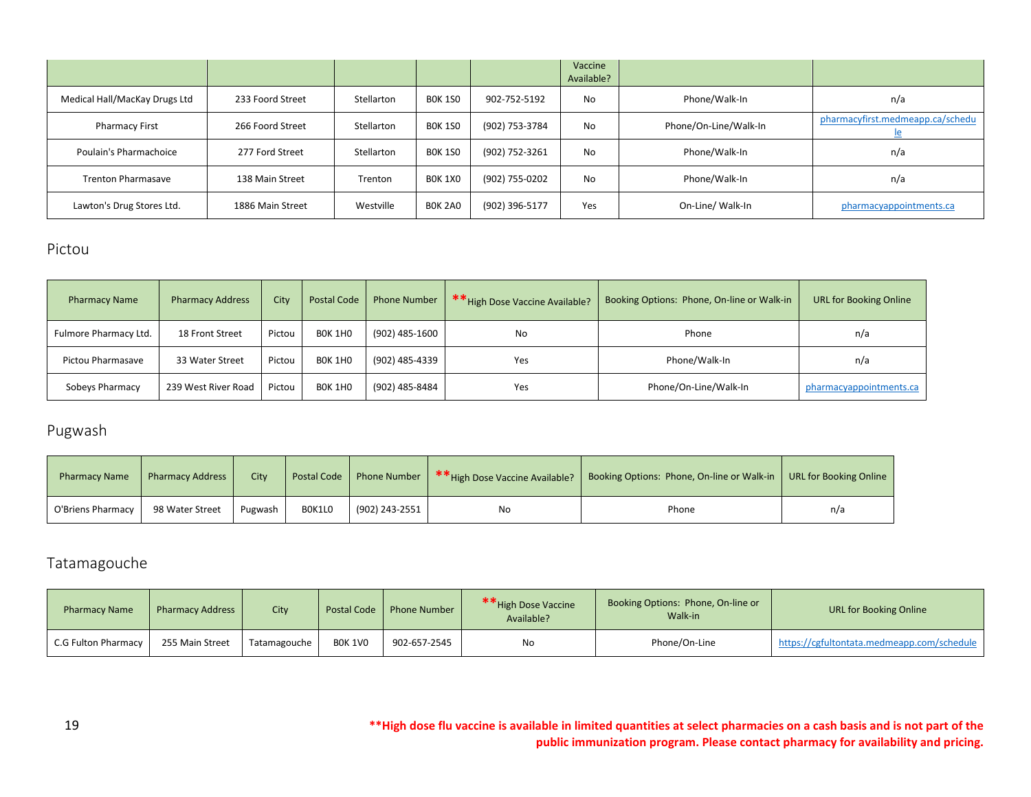| | | | | | Vaccine Available? | | |
|---|---|---|---|---|---|---|---|
| Medical Hall/MacKay Drugs Ltd | 233 Foord Street | Stellarton | B0K 1S0 | 902-752-5192 | No | Phone/Walk-In | n/a |
| Pharmacy First | 266 Foord Street | Stellarton | B0K 1S0 | (902) 753-3784 | No | Phone/On-Line/Walk-In | pharmacyfirst.medmeapp.ca/schedule |
| Poulain's Pharmachoice | 277 Ford Street | Stellarton | B0K 1S0 | (902) 752-3261 | No | Phone/Walk-In | n/a |
| Trenton Pharmasave | 138 Main Street | Trenton | B0K 1X0 | (902) 755-0202 | No | Phone/Walk-In | n/a |
| Lawton's Drug Stores Ltd. | 1886 Main Street | Westville | B0K 2A0 | (902) 396-5177 | Yes | On-Line/ Walk-In | pharmacyappointments.ca |

## Pictou

| Pharmacy Name | Pharmacy Address | City | Postal Code | Phone Number | **High Dose Vaccine Available? | Booking Options: Phone, On-line or Walk-in | URL for Booking Online |
|---|---|---|---|---|---|---|---|
| Fulmore Pharmacy Ltd. | 18 Front Street | Pictou | B0K 1H0 | (902) 485-1600 | No | Phone | n/a |
| Pictou Pharmasave | 33 Water Street | Pictou | B0K 1H0 | (902) 485-4339 | Yes | Phone/Walk-In | n/a |
| Sobeys Pharmacy | 239 West River Road | Pictou | B0K 1H0 | (902) 485-8484 | Yes | Phone/On-Line/Walk-In | pharmacyappointments.ca |

## Pugwash

| Pharmacy Name | Pharmacy Address | City | Postal Code | Phone Number | **High Dose Vaccine Available? | Booking Options: Phone, On-line or Walk-in | URL for Booking Online |
|---|---|---|---|---|---|---|---|
| O'Briens Pharmacy | 98 Water Street | Pugwash | B0K1L0 | (902) 243-2551 | No | Phone | n/a |

## Tatamagouche

| Pharmacy Name | Pharmacy Address | City | Postal Code | Phone Number | **High Dose Vaccine Available? | Booking Options: Phone, On-line or Walk-in | URL for Booking Online |
|---|---|---|---|---|---|---|---|
| C.G Fulton Pharmacy | 255 Main Street | Tatamagouche | B0K 1V0 | 902-657-2545 | No | Phone/On-Line | https://cgfultontata.medmeapp.com/schedule |

**\*\*High dose flu vaccine is available in limited quantities at select pharmacies on a cash basis and is not part of the public immunization program. Please contact pharmacy for availability and pricing.**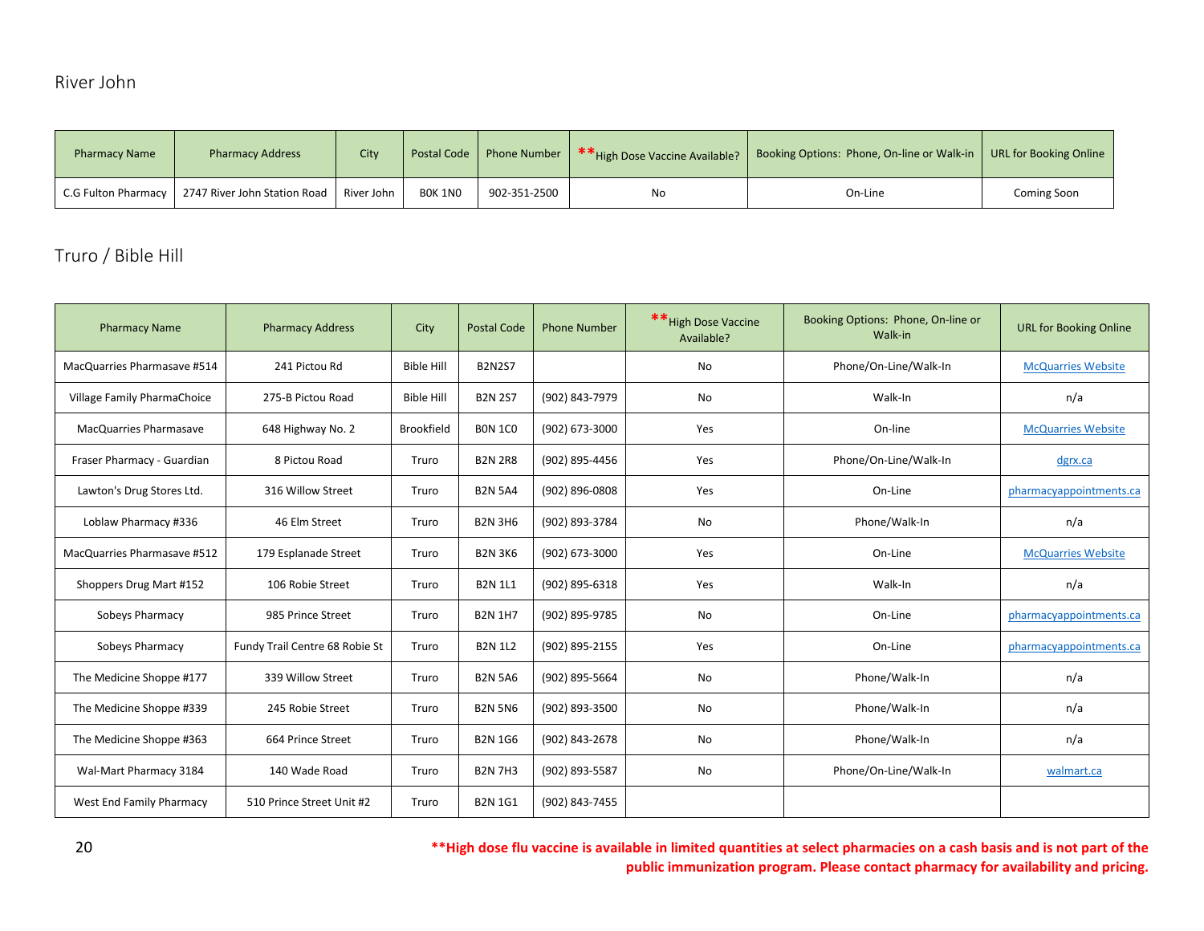## River John

| Pharmacy Name | Pharmacy Address | City | Postal Code | Phone Number | **High Dose Vaccine Available? | Booking Options: Phone, On-line or Walk-in | URL for Booking Online |
|---|---|---|---|---|---|---|---|
| C.G Fulton Pharmacy | 2747 River John Station Road | River John | B0K 1N0 | 902-351-2500 | No | On-Line | Coming Soon |

## Truro / Bible Hill

| Pharmacy Name | Pharmacy Address | City | Postal Code | Phone Number | **High Dose Vaccine Available? | Booking Options: Phone, On-line or Walk-in | URL for Booking Online |
|---|---|---|---|---|---|---|---|
| MacQuarries Pharmasave #514 | 241 Pictou Rd | Bible Hill | B2N2S7 | | No | Phone/On-Line/Walk-In | McQuarries Website |
| Village Family PharmaChoice | 275-B Pictou Road | Bible Hill | B2N 2S7 | (902) 843-7979 | No | Walk-In | n/a |
| MacQuarries Pharmasave | 648 Highway No. 2 | Brookfield | B0N 1C0 | (902) 673-3000 | Yes | On-line | McQuarries Website |
| Fraser Pharmacy - Guardian | 8 Pictou Road | Truro | B2N 2R8 | (902) 895-4456 | Yes | Phone/On-Line/Walk-In | dgrx.ca |
| Lawton's Drug Stores Ltd. | 316 Willow Street | Truro | B2N 5A4 | (902) 896-0808 | Yes | On-Line | pharmacyappointments.ca |
| Loblaw Pharmacy #336 | 46 Elm Street | Truro | B2N 3H6 | (902) 893-3784 | No | Phone/Walk-In | n/a |
| MacQuarries Pharmasave #512 | 179 Esplanade Street | Truro | B2N 3K6 | (902) 673-3000 | Yes | On-Line | McQuarries Website |
| Shoppers Drug Mart #152 | 106 Robie Street | Truro | B2N 1L1 | (902) 895-6318 | Yes | Walk-In | n/a |
| Sobeys Pharmacy | 985 Prince Street | Truro | B2N 1H7 | (902) 895-9785 | No | On-Line | pharmacyappointments.ca |
| Sobeys Pharmacy | Fundy Trail Centre 68 Robie St | Truro | B2N 1L2 | (902) 895-2155 | Yes | On-Line | pharmacyappointments.ca |
| The Medicine Shoppe #177 | 339 Willow Street | Truro | B2N 5A6 | (902) 895-5664 | No | Phone/Walk-In | n/a |
| The Medicine Shoppe #339 | 245 Robie Street | Truro | B2N 5N6 | (902) 893-3500 | No | Phone/Walk-In | n/a |
| The Medicine Shoppe #363 | 664 Prince Street | Truro | B2N 1G6 | (902) 843-2678 | No | Phone/Walk-In | n/a |
| Wal-Mart Pharmacy 3184 | 140 Wade Road | Truro | B2N 7H3 | (902) 893-5587 | No | Phone/On-Line/Walk-In | walmart.ca |
| West End Family Pharmacy | 510 Prince Street Unit #2 | Truro | B2N 1G1 | (902) 843-7455 | | | |

**High dose flu vaccine is available in limited quantities at select pharmacies on a cash basis and is not part of the public immunization program. Please contact pharmacy for availability and pricing.**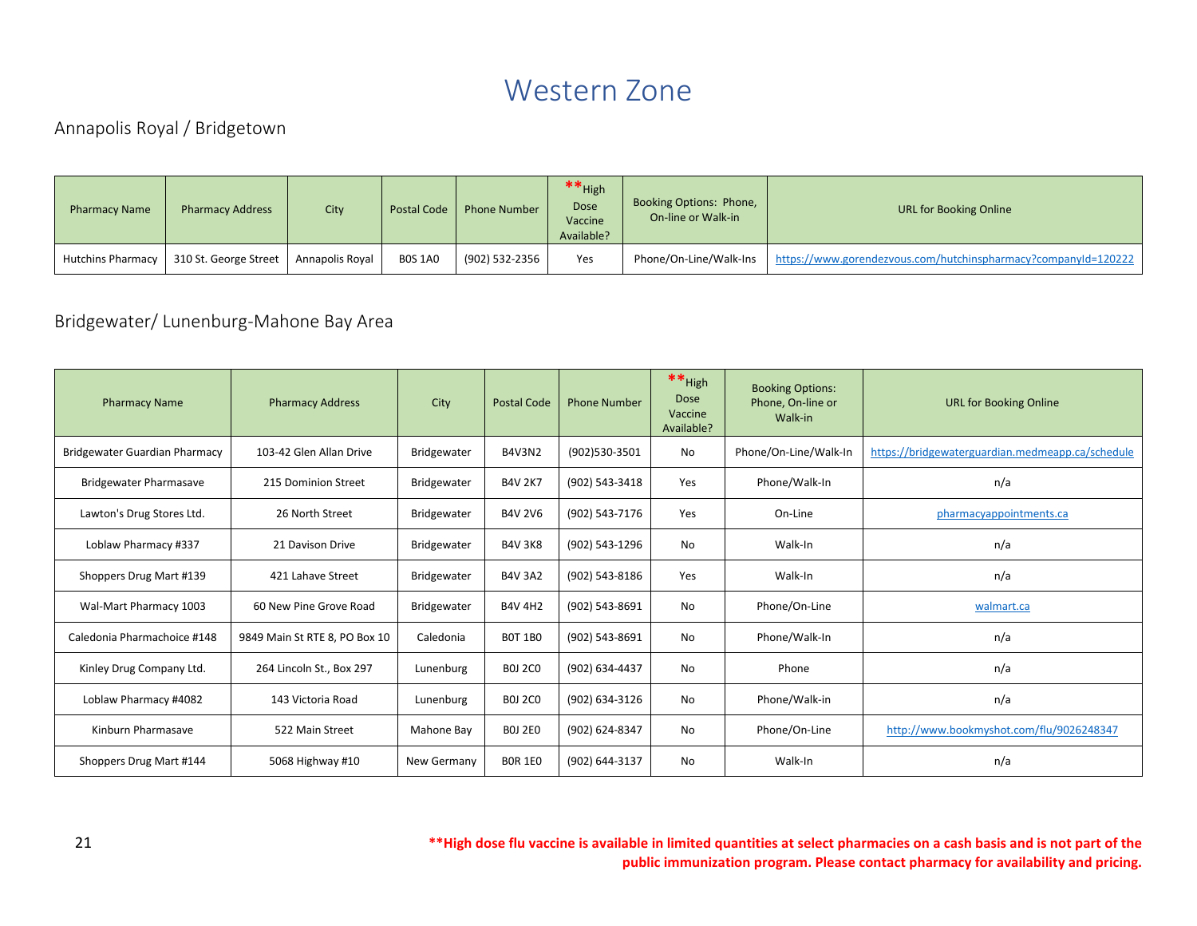# Western Zone

## Annapolis Royal / Bridgetown

| Pharmacy Name | Pharmacy Address | City | Postal Code | Phone Number | **High Dose Vaccine Available? | Booking Options: Phone, On-line or Walk-in | URL for Booking Online |
|---|---|---|---|---|---|---|---|
| Hutchins Pharmacy | 310 St. George Street | Annapolis Royal | B0S 1A0 | (902) 532-2356 | Yes | Phone/On-Line/Walk-Ins | https://www.gorendezvous.com/hutchinspharmacy?companyId=120222 |

## Bridgewater/ Lunenburg-Mahone Bay Area

| Pharmacy Name | Pharmacy Address | City | Postal Code | Phone Number | **High Dose Vaccine Available? | Booking Options: Phone, On-line or Walk-in | URL for Booking Online |
|---|---|---|---|---|---|---|---|
| Bridgewater Guardian Pharmacy | 103-42 Glen Allan Drive | Bridgewater | B4V3N2 | (902)530-3501 | No | Phone/On-Line/Walk-In | https://bridgewaterguardian.medmeapp.ca/schedule |
| Bridgewater Pharmasave | 215 Dominion Street | Bridgewater | B4V 2K7 | (902) 543-3418 | Yes | Phone/Walk-In | n/a |
| Lawton's Drug Stores Ltd. | 26 North Street | Bridgewater | B4V 2V6 | (902) 543-7176 | Yes | On-Line | pharmacyappointments.ca |
| Loblaw Pharmacy #337 | 21 Davison Drive | Bridgewater | B4V 3K8 | (902) 543-1296 | No | Walk-In | n/a |
| Shoppers Drug Mart #139 | 421 Lahave Street | Bridgewater | B4V 3A2 | (902) 543-8186 | Yes | Walk-In | n/a |
| Wal-Mart Pharmacy 1003 | 60 New Pine Grove Road | Bridgewater | B4V 4H2 | (902) 543-8691 | No | Phone/On-Line | walmart.ca |
| Caledonia Pharmachoice #148 | 9849 Main St RTE 8, PO Box 10 | Caledonia | B0T 1B0 | (902) 543-8691 | No | Phone/Walk-In | n/a |
| Kinley Drug Company Ltd. | 264 Lincoln St., Box 297 | Lunenburg | B0J 2C0 | (902) 634-4437 | No | Phone | n/a |
| Loblaw Pharmacy #4082 | 143 Victoria Road | Lunenburg | B0J 2C0 | (902) 634-3126 | No | Phone/Walk-in | n/a |
| Kinburn Pharmasave | 522 Main Street | Mahone Bay | B0J 2E0 | (902) 624-8347 | No | Phone/On-Line | http://www.bookmyshot.com/flu/9026248347 |
| Shoppers Drug Mart #144 | 5068 Highway #10 | New Germany | B0R 1E0 | (902) 644-3137 | No | Walk-In | n/a |

**\*\*High dose flu vaccine is available in limited quantities at select pharmacies on a cash basis and is not part of the public immunization program. Please contact pharmacy for availability and pricing.**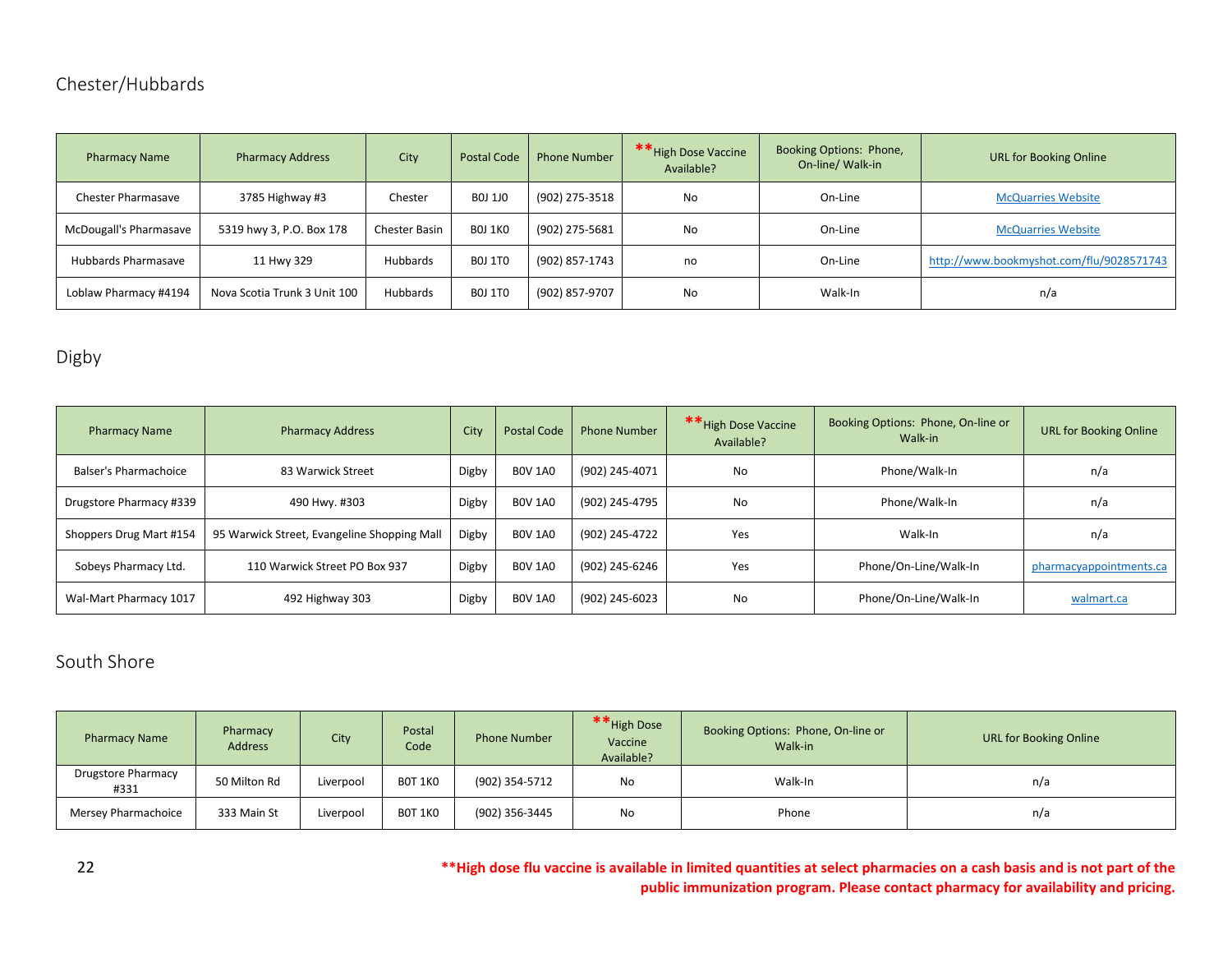## Chester/Hubbards

| Pharmacy Name | Pharmacy Address | City | Postal Code | Phone Number | **High Dose Vaccine Available? | Booking Options: Phone, On-line/ Walk-in | URL for Booking Online |
|---|---|---|---|---|---|---|---|
| Chester Pharmasave | 3785 Highway #3 | Chester | B0J 1J0 | (902) 275-3518 | No | On-Line | McQuarries Website |
| McDougall's Pharmasave | 5319 hwy 3, P.O. Box 178 | Chester Basin | B0J 1K0 | (902) 275-5681 | No | On-Line | McQuarries Website |
| Hubbards Pharmasave | 11 Hwy 329 | Hubbards | B0J 1T0 | (902) 857-1743 | no | On-Line | http://www.bookmyshot.com/flu/9028571743 |
| Loblaw Pharmacy #4194 | Nova Scotia Trunk 3 Unit 100 | Hubbards | B0J 1T0 | (902) 857-9707 | No | Walk-In | n/a |

## Digby

| Pharmacy Name | Pharmacy Address | City | Postal Code | Phone Number | **High Dose Vaccine Available? | Booking Options: Phone, On-line or Walk-in | URL for Booking Online |
|---|---|---|---|---|---|---|---|
| Balser's Pharmachoice | 83 Warwick Street | Digby | B0V 1A0 | (902) 245-4071 | No | Phone/Walk-In | n/a |
| Drugstore Pharmacy #339 | 490 Hwy. #303 | Digby | B0V 1A0 | (902) 245-4795 | No | Phone/Walk-In | n/a |
| Shoppers Drug Mart #154 | 95 Warwick Street, Evangeline Shopping Mall | Digby | B0V 1A0 | (902) 245-4722 | Yes | Walk-In | n/a |
| Sobeys Pharmacy Ltd. | 110 Warwick Street PO Box 937 | Digby | B0V 1A0 | (902) 245-6246 | Yes | Phone/On-Line/Walk-In | pharmacyappointments.ca |
| Wal-Mart Pharmacy 1017 | 492 Highway 303 | Digby | B0V 1A0 | (902) 245-6023 | No | Phone/On-Line/Walk-In | walmart.ca |

## South Shore

| Pharmacy Name | Pharmacy Address | City | Postal Code | Phone Number | **High Dose Vaccine Available? | Booking Options: Phone, On-line or Walk-in | URL for Booking Online |
|---|---|---|---|---|---|---|---|
| Drugstore Pharmacy #331 | 50 Milton Rd | Liverpool | B0T 1K0 | (902) 354-5712 | No | Walk-In | n/a |
| Mersey Pharmachoice | 333 Main St | Liverpool | B0T 1K0 | (902) 356-3445 | No | Phone | n/a |

**\*\*High dose flu vaccine is available in limited quantities at select pharmacies on a cash basis and is not part of the public immunization program. Please contact pharmacy for availability and pricing.**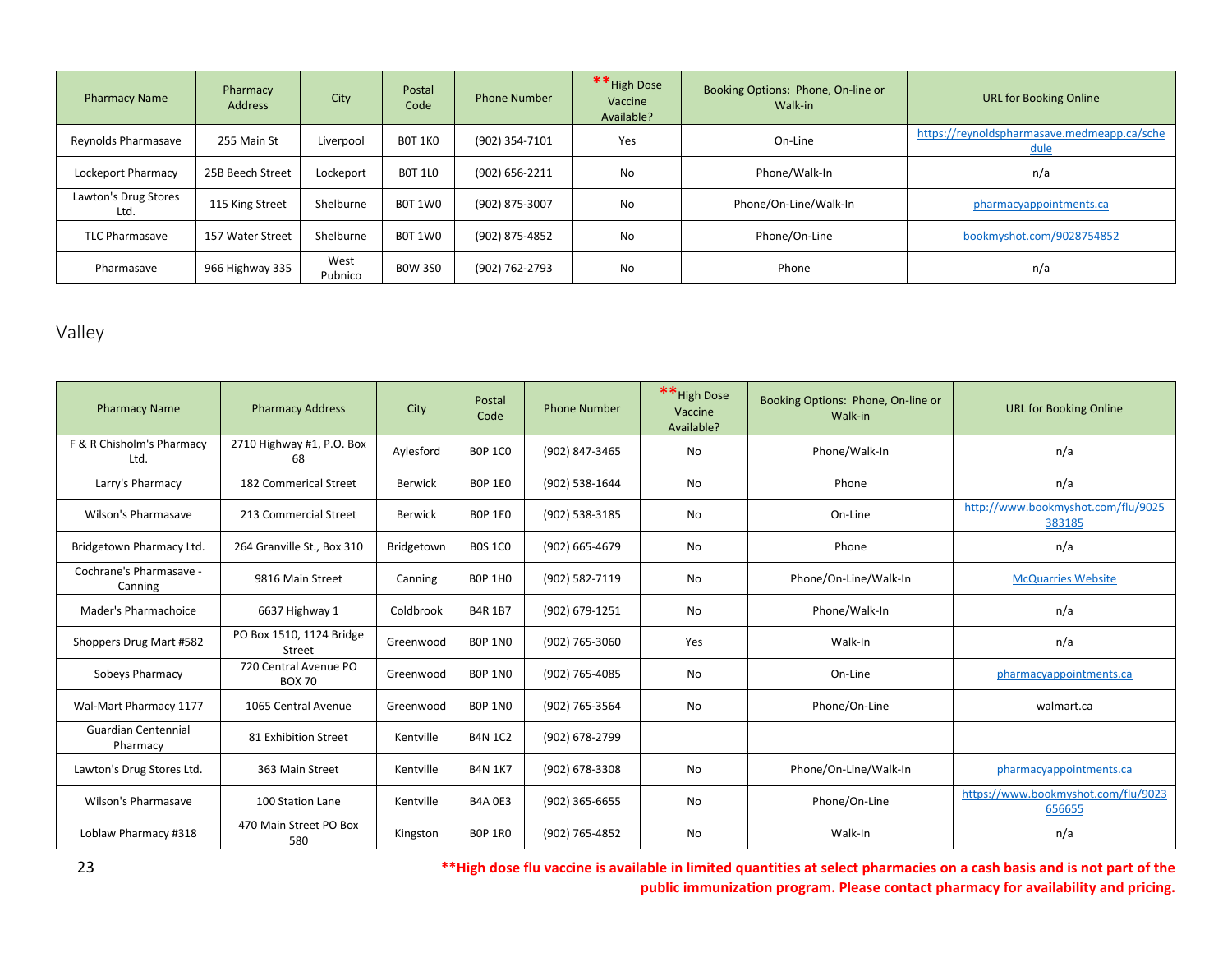| Pharmacy Name | Pharmacy Address | City | Postal Code | Phone Number | **High Dose Vaccine Available? | Booking Options: Phone, On-line or Walk-in | URL for Booking Online |
|---|---|---|---|---|---|---|---|
| Reynolds Pharmasave | 255 Main St | Liverpool | B0T 1K0 | (902) 354-7101 | Yes | On-Line | https://reynoldspharmasave.medmeapp.ca/schedule |
| Lockeport Pharmacy | 25B Beech Street | Lockeport | B0T 1L0 | (902) 656-2211 | No | Phone/Walk-In | n/a |
| Lawton's Drug Stores Ltd. | 115 King Street | Shelburne | B0T 1W0 | (902) 875-3007 | No | Phone/On-Line/Walk-In | pharmacyappointments.ca |
| TLC Pharmasave | 157 Water Street | Shelburne | B0T 1W0 | (902) 875-4852 | No | Phone/On-Line | bookmyshot.com/9028754852 |
| Pharmasave | 966 Highway 335 | West Pubnico | B0W 3S0 | (902) 762-2793 | No | Phone | n/a |

## Valley

| Pharmacy Name | Pharmacy Address | City | Postal Code | Phone Number | **High Dose Vaccine Available? | Booking Options: Phone, On-line or Walk-in | URL for Booking Online |
|---|---|---|---|---|---|---|---|
| F & R Chisholm's Pharmacy Ltd. | 2710 Highway #1, P.O. Box 68 | Aylesford | B0P 1C0 | (902) 847-3465 | No | Phone/Walk-In | n/a |
| Larry's Pharmacy | 182 Commerical Street | Berwick | B0P 1E0 | (902) 538-1644 | No | Phone | n/a |
| Wilson's Pharmasave | 213 Commercial Street | Berwick | B0P 1E0 | (902) 538-3185 | No | On-Line | http://www.bookmyshot.com/flu/9025383185 |
| Bridgetown Pharmacy Ltd. | 264 Granville St., Box 310 | Bridgetown | B0S 1C0 | (902) 665-4679 | No | Phone | n/a |
| Cochrane's Pharmasave - Canning | 9816 Main Street | Canning | B0P 1H0 | (902) 582-7119 | No | Phone/On-Line/Walk-In | McQuarries Website |
| Mader's Pharmachoice | 6637 Highway 1 | Coldbrook | B4R 1B7 | (902) 679-1251 | No | Phone/Walk-In | n/a |
| Shoppers Drug Mart #582 | PO Box 1510, 1124 Bridge Street | Greenwood | B0P 1N0 | (902) 765-3060 | Yes | Walk-In | n/a |
| Sobeys Pharmacy | 720 Central Avenue PO BOX 70 | Greenwood | B0P 1N0 | (902) 765-4085 | No | On-Line | pharmacyappointments.ca |
| Wal-Mart Pharmacy 1177 | 1065 Central Avenue | Greenwood | B0P 1N0 | (902) 765-3564 | No | Phone/On-Line | walmart.ca |
| Guardian Centennial Pharmacy | 81 Exhibition Street | Kentville | B4N 1C2 | (902) 678-2799 | | | |
| Lawton's Drug Stores Ltd. | 363 Main Street | Kentville | B4N 1K7 | (902) 678-3308 | No | Phone/On-Line/Walk-In | pharmacyappointments.ca |
| Wilson's Pharmasave | 100 Station Lane | Kentville | B4A 0E3 | (902) 365-6655 | No | Phone/On-Line | https://www.bookmyshot.com/flu/9023656655 |
| Loblaw Pharmacy #318 | 470 Main Street PO Box 580 | Kingston | B0P 1R0 | (902) 765-4852 | No | Walk-In | n/a |

**\*\*High dose flu vaccine is available in limited quantities at select pharmacies on a cash basis and is not part of the public immunization program. Please contact pharmacy for availability and pricing.**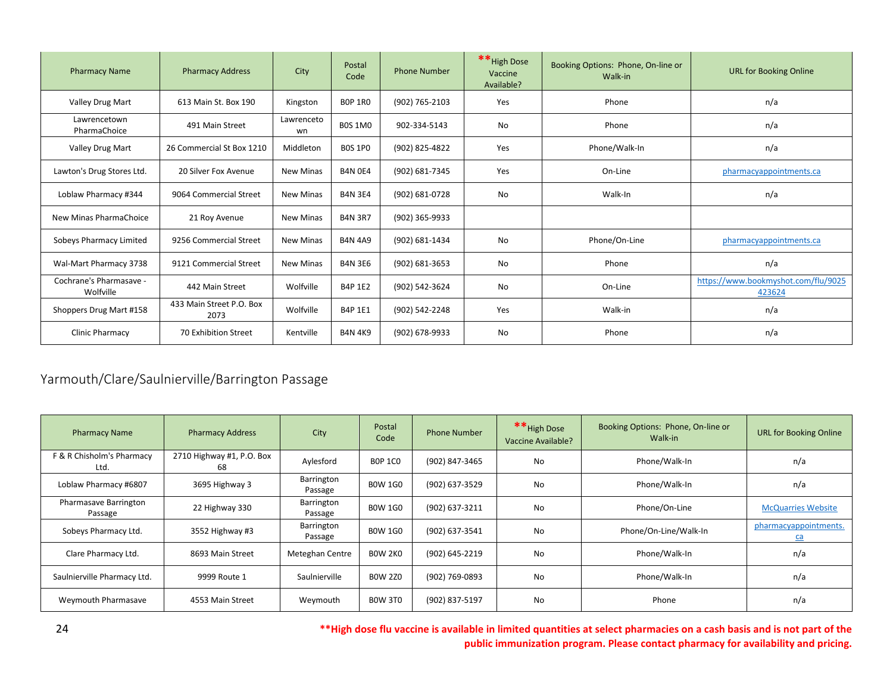| Pharmacy Name | Pharmacy Address | City | Postal Code | Phone Number | **High Dose Vaccine Available? | Booking Options: Phone, On-line or Walk-in | URL for Booking Online |
|---|---|---|---|---|---|---|---|
| Valley Drug Mart | 613 Main St. Box 190 | Kingston | B0P 1R0 | (902) 765-2103 | Yes | Phone | n/a |
| Lawrencetown PharmaChoice | 491 Main Street | Lawrencetown | B0S 1M0 | 902-334-5143 | No | Phone | n/a |
| Valley Drug Mart | 26 Commercial St Box 1210 | Middleton | B0S 1P0 | (902) 825-4822 | Yes | Phone/Walk-In | n/a |
| Lawton's Drug Stores Ltd. | 20 Silver Fox Avenue | New Minas | B4N 0E4 | (902) 681-7345 | Yes | On-Line | pharmacyappointments.ca |
| Loblaw Pharmacy #344 | 9064 Commercial Street | New Minas | B4N 3E4 | (902) 681-0728 | No | Walk-In | n/a |
| New Minas PharmaChoice | 21 Roy Avenue | New Minas | B4N 3R7 | (902) 365-9933 | | | |
| Sobeys Pharmacy Limited | 9256 Commercial Street | New Minas | B4N 4A9 | (902) 681-1434 | No | Phone/On-Line | pharmacyappointments.ca |
| Wal-Mart Pharmacy 3738 | 9121 Commercial Street | New Minas | B4N 3E6 | (902) 681-3653 | No | Phone | n/a |
| Cochrane's Pharmasave - Wolfville | 442 Main Street | Wolfville | B4P 1E2 | (902) 542-3624 | No | On-Line | https://www.bookmyshot.com/flu/9025423624 |
| Shoppers Drug Mart #158 | 433 Main Street P.O. Box 2073 | Wolfville | B4P 1E1 | (902) 542-2248 | Yes | Walk-in | n/a |
| Clinic Pharmacy | 70 Exhibition Street | Kentville | B4N 4K9 | (902) 678-9933 | No | Phone | n/a |

## Yarmouth/Clare/Saulnierville/Barrington Passage

| Pharmacy Name | Pharmacy Address | City | Postal Code | Phone Number | **High Dose Vaccine Available? | Booking Options: Phone, On-line or Walk-in | URL for Booking Online |
|---|---|---|---|---|---|---|---|
| F & R Chisholm's Pharmacy Ltd. | 2710 Highway #1, P.O. Box 68 | Aylesford | B0P 1C0 | (902) 847-3465 | No | Phone/Walk-In | n/a |
| Loblaw Pharmacy #6807 | 3695 Highway 3 | Barrington Passage | B0W 1G0 | (902) 637-3529 | No | Phone/Walk-In | n/a |
| Pharmasave Barrington Passage | 22 Highway 330 | Barrington Passage | B0W 1G0 | (902) 637-3211 | No | Phone/On-Line | McQuarries Website |
| Sobeys Pharmacy Ltd. | 3552 Highway #3 | Barrington Passage | B0W 1G0 | (902) 637-3541 | No | Phone/On-Line/Walk-In | pharmacyappointments.ca |
| Clare Pharmacy Ltd. | 8693 Main Street | Meteghan Centre | B0W 2K0 | (902) 645-2219 | No | Phone/Walk-In | n/a |
| Saulnierville Pharmacy Ltd. | 9999 Route 1 | Saulnierville | B0W 2Z0 | (902) 769-0893 | No | Phone/Walk-In | n/a |
| Weymouth Pharmasave | 4553 Main Street | Weymouth | B0W 3T0 | (902) 837-5197 | No | Phone | n/a |

**\*\*High dose flu vaccine is available in limited quantities at select pharmacies on a cash basis and is not part of the public immunization program. Please contact pharmacy for availability and pricing.**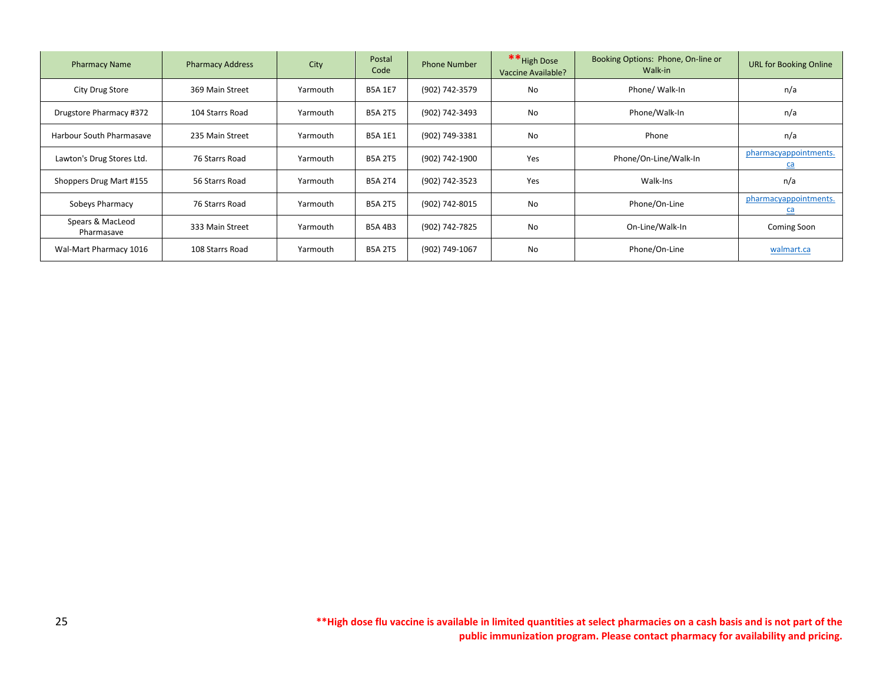| Pharmacy Name | Pharmacy Address | City | Postal Code | Phone Number | **High Dose Vaccine Available? | Booking Options: Phone, On-line or Walk-in | URL for Booking Online |
|---|---|---|---|---|---|---|---|
| City Drug Store | 369 Main Street | Yarmouth | B5A 1E7 | (902) 742-3579 | No | Phone/ Walk-In | n/a |
| Drugstore Pharmacy #372 | 104 Starrs Road | Yarmouth | B5A 2T5 | (902) 742-3493 | No | Phone/Walk-In | n/a |
| Harbour South Pharmasave | 235 Main Street | Yarmouth | B5A 1E1 | (902) 749-3381 | No | Phone | n/a |
| Lawton's Drug Stores Ltd. | 76 Starrs Road | Yarmouth | B5A 2T5 | (902) 742-1900 | Yes | Phone/On-Line/Walk-In | pharmacyappointments.ca |
| Shoppers Drug Mart #155 | 56 Starrs Road | Yarmouth | B5A 2T4 | (902) 742-3523 | Yes | Walk-Ins | n/a |
| Sobeys Pharmacy | 76 Starrs Road | Yarmouth | B5A 2T5 | (902) 742-8015 | No | Phone/On-Line | pharmacyappointments.ca |
| Spears & MacLeod Pharmasave | 333 Main Street | Yarmouth | B5A 4B3 | (902) 742-7825 | No | On-Line/Walk-In | Coming Soon |
| Wal-Mart Pharmacy 1016 | 108 Starrs Road | Yarmouth | B5A 2T5 | (902) 749-1067 | No | Phone/On-Line | walmart.ca |

**\*\*High dose flu vaccine is available in limited quantities at select pharmacies on a cash basis and is not part of the public immunization program. Please contact pharmacy for availability and pricing.**